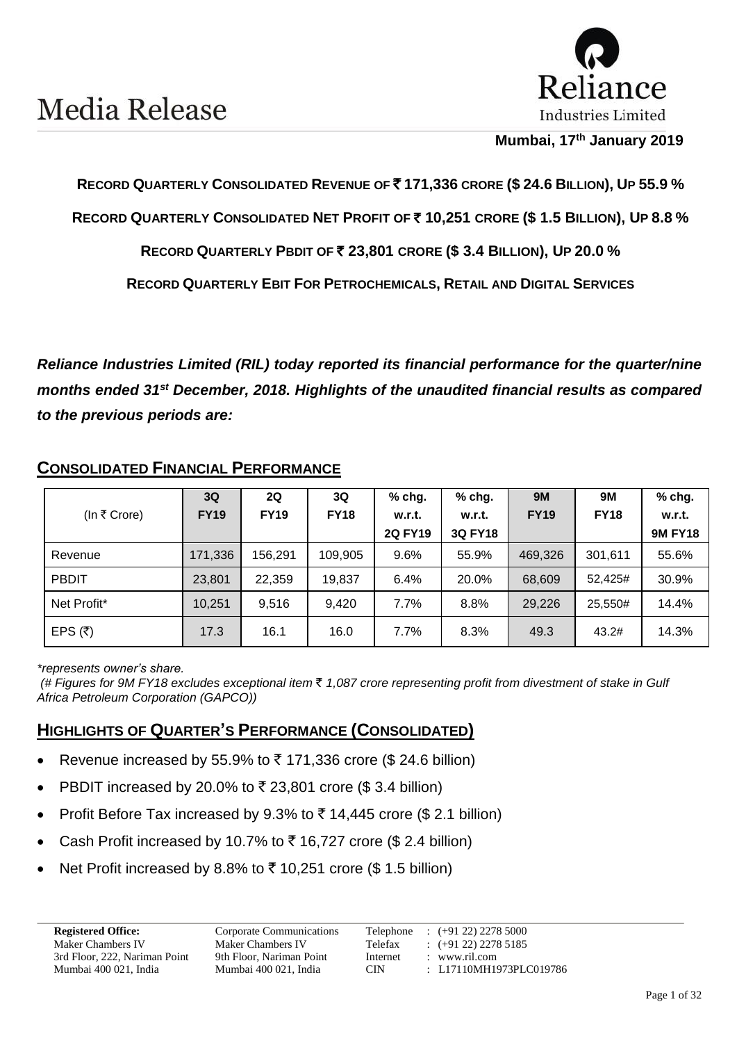# Media Release

Reliance Industries Limited

**Mumbai, 17th January 2019**

**RECORD QUARTERLY CONSOLIDATED REVENUE OF ₹ 171,336 CRORE ($ 24.6 BILLION), UP 55.9 %**

**RECORD QUARTERLY CONSOLIDATED NET PROFIT OF ₹ 10,251 CRORE ($ 1.5 BILLION), UP 8.8 %**

**RECORD QUARTERLY PBDIT OF ₹ 23,801 CRORE ($ 3.4 BILLION), UP 20.0 %**

**RECORD QUARTERLY EBIT FOR PETROCHEMICALS, RETAIL AND DIGITAL SERVICES**

***Reliance Industries Limited (RIL) today reported its financial performance for the quarter/nine months ended 31st December, 2018. Highlights of the unaudited financial results as compared to the previous periods are:***

## CONSOLIDATED FINANCIAL PERFORMANCE

| (In ₹ Crore) | 3Q FY19 | 2Q FY19 | 3Q FY18 | % chg. w.r.t. 2Q FY19 | % chg. w.r.t. 3Q FY18 | 9M FY19 | 9M FY18 | % chg. w.r.t. 9M FY18 |
|---|---|---|---|---|---|---|---|---|
| Revenue | 171,336 | 156,291 | 109,905 | 9.6% | 55.9% | 469,326 | 301,611 | 55.6% |
| PBDIT | 23,801 | 22,359 | 19,837 | 6.4% | 20.0% | 68,609 | 52,425# | 30.9% |
| Net Profit* | 10,251 | 9,516 | 9,420 | 7.7% | 8.8% | 29,226 | 25,550# | 14.4% |
| EPS (₹) | 17.3 | 16.1 | 16.0 | 7.7% | 8.3% | 49.3 | 43.2# | 14.3% |

*\*represents owner's share.*

*(# Figures for 9M FY18 excludes exceptional item ₹ 1,087 crore representing profit from divestment of stake in Gulf Africa Petroleum Corporation (GAPCO))*

## HIGHLIGHTS OF QUARTER'S PERFORMANCE (CONSOLIDATED)

- Revenue increased by 55.9% to ₹ 171,336 crore ($ 24.6 billion)
- PBDIT increased by 20.0% to ₹ 23,801 crore ($ 3.4 billion)
- Profit Before Tax increased by 9.3% to ₹ 14,445 crore ($ 2.1 billion)
- Cash Profit increased by 10.7% to ₹ 16,727 crore ($ 2.4 billion)
- Net Profit increased by 8.8% to ₹ 10,251 crore ($ 1.5 billion)

**Registered Office:**
Maker Chambers IV
3rd Floor, 222, Nariman Point
Mumbai 400 021, India

Corporate Communications
Maker Chambers IV
9th Floor, Nariman Point
Mumbai 400 021, India

Telephone : (+91 22) 2278 5000
Telefax : (+91 22) 2278 5185
Internet : www.ril.com
CIN : L17110MH1973PLC019786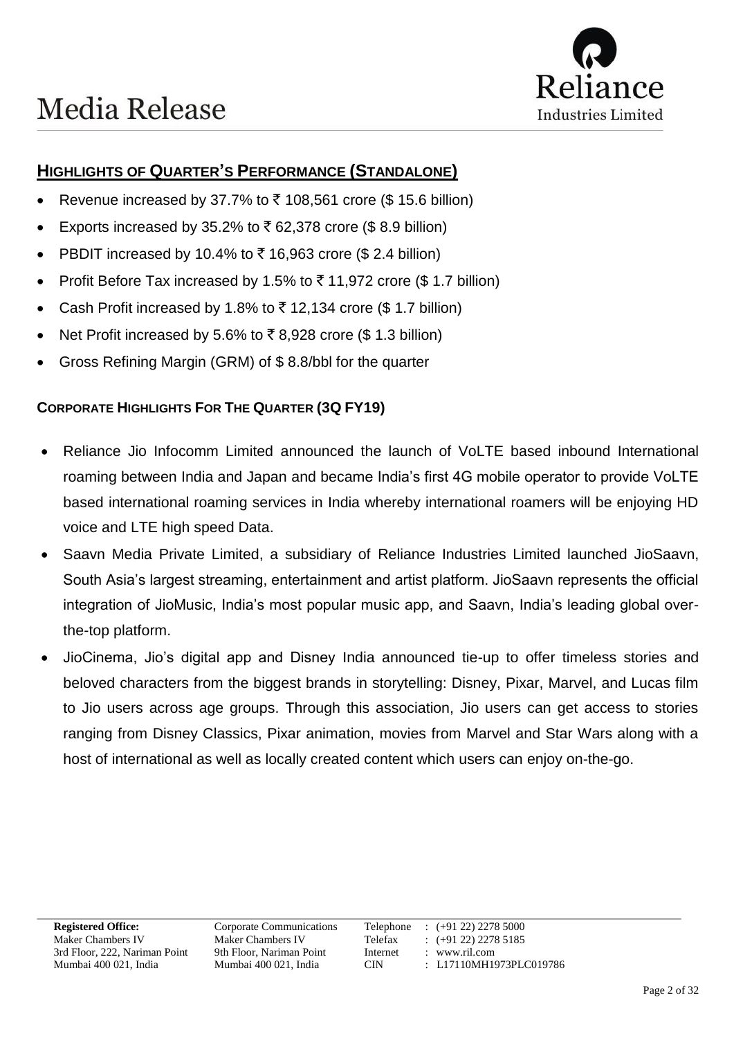## HIGHLIGHTS OF QUARTER'S PERFORMANCE (STANDALONE)

- Revenue increased by 37.7% to ₹ 108,561 crore ($ 15.6 billion)
- Exports increased by 35.2% to ₹ 62,378 crore ($ 8.9 billion)
- PBDIT increased by 10.4% to ₹ 16,963 crore ($ 2.4 billion)
- Profit Before Tax increased by 1.5% to ₹ 11,972 crore ($ 1.7 billion)
- Cash Profit increased by 1.8% to ₹ 12,134 crore ($ 1.7 billion)
- Net Profit increased by 5.6% to ₹ 8,928 crore ($ 1.3 billion)
- Gross Refining Margin (GRM) of $ 8.8/bbl for the quarter

### CORPORATE HIGHLIGHTS FOR THE QUARTER (3Q FY19)

- Reliance Jio Infocomm Limited announced the launch of VoLTE based inbound International roaming between India and Japan and became India's first 4G mobile operator to provide VoLTE based international roaming services in India whereby international roamers will be enjoying HD voice and LTE high speed Data.
- Saavn Media Private Limited, a subsidiary of Reliance Industries Limited launched JioSaavn, South Asia's largest streaming, entertainment and artist platform. JioSaavn represents the official integration of JioMusic, India's most popular music app, and Saavn, India's leading global over-the-top platform.
- JioCinema, Jio's digital app and Disney India announced tie-up to offer timeless stories and beloved characters from the biggest brands in storytelling: Disney, Pixar, Marvel, and Lucas film to Jio users across age groups. Through this association, Jio users can get access to stories ranging from Disney Classics, Pixar animation, movies from Marvel and Star Wars along with a host of international as well as locally created content which users can enjoy on-the-go.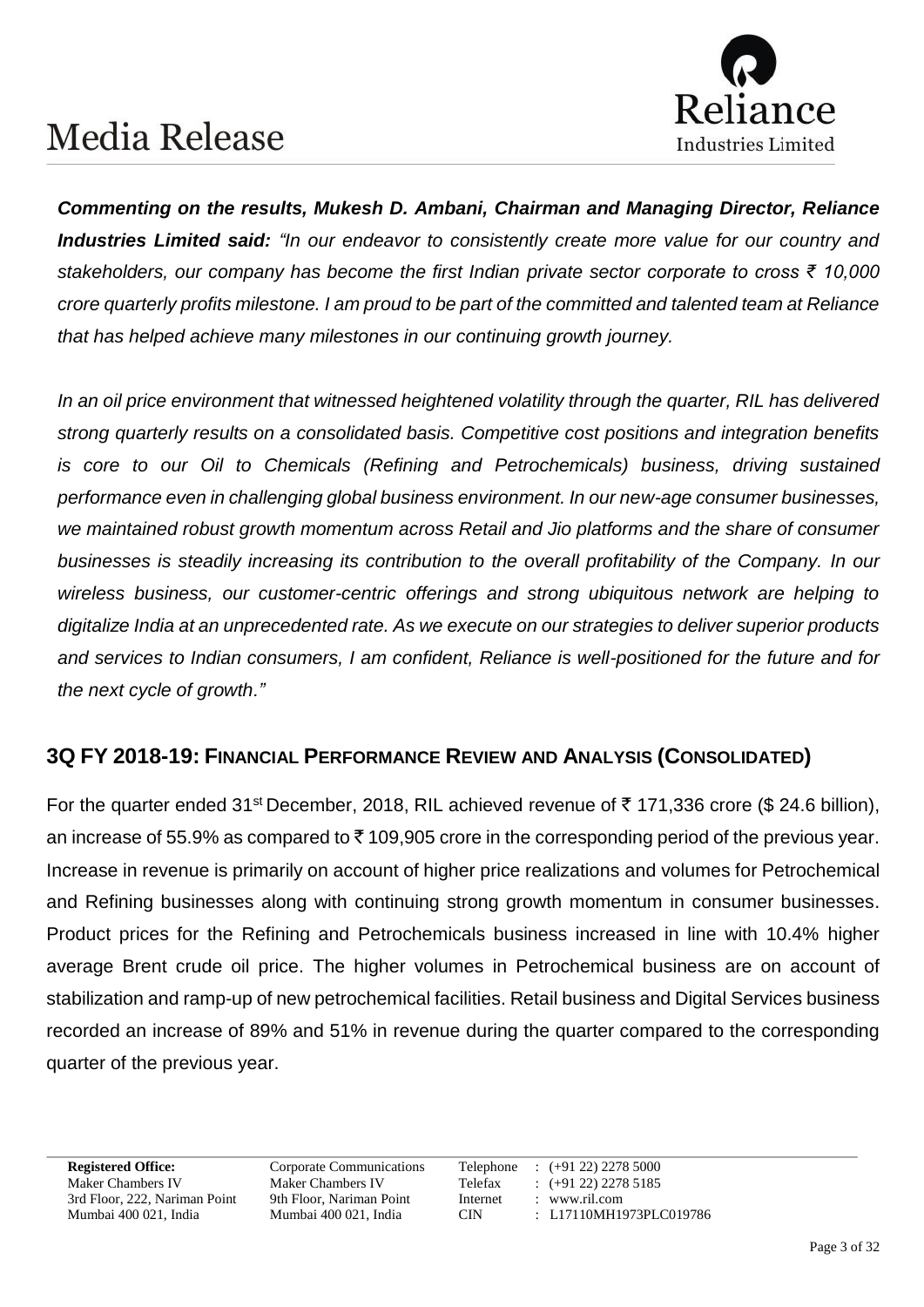***Commenting on the results, Mukesh D. Ambani, Chairman and Managing Director, Reliance Industries Limited said:*** *"In our endeavor to consistently create more value for our country and stakeholders, our company has become the first Indian private sector corporate to cross ₹ 10,000 crore quarterly profits milestone. I am proud to be part of the committed and talented team at Reliance that has helped achieve many milestones in our continuing growth journey.*

*In an oil price environment that witnessed heightened volatility through the quarter, RIL has delivered strong quarterly results on a consolidated basis. Competitive cost positions and integration benefits is core to our Oil to Chemicals (Refining and Petrochemicals) business, driving sustained performance even in challenging global business environment. In our new-age consumer businesses, we maintained robust growth momentum across Retail and Jio platforms and the share of consumer businesses is steadily increasing its contribution to the overall profitability of the Company. In our wireless business, our customer-centric offerings and strong ubiquitous network are helping to digitalize India at an unprecedented rate. As we execute on our strategies to deliver superior products and services to Indian consumers, I am confident, Reliance is well-positioned for the future and for the next cycle of growth."*

## 3Q FY 2018-19: FINANCIAL PERFORMANCE REVIEW AND ANALYSIS (CONSOLIDATED)

For the quarter ended 31st December, 2018, RIL achieved revenue of ₹ 171,336 crore ($ 24.6 billion), an increase of 55.9% as compared to ₹ 109,905 crore in the corresponding period of the previous year. Increase in revenue is primarily on account of higher price realizations and volumes for Petrochemical and Refining businesses along with continuing strong growth momentum in consumer businesses. Product prices for the Refining and Petrochemicals business increased in line with 10.4% higher average Brent crude oil price. The higher volumes in Petrochemical business are on account of stabilization and ramp-up of new petrochemical facilities. Retail business and Digital Services business recorded an increase of 89% and 51% in revenue during the quarter compared to the corresponding quarter of the previous year.

**Registered Office:**
Maker Chambers IV
3rd Floor, 222, Nariman Point
Mumbai 400 021, India

Corporate Communications
Maker Chambers IV
9th Floor, Nariman Point
Mumbai 400 021, India

Telephone : (+91 22) 2278 5000
Telefax : (+91 22) 2278 5185
Internet : www.ril.com
CIN : L17110MH1973PLC019786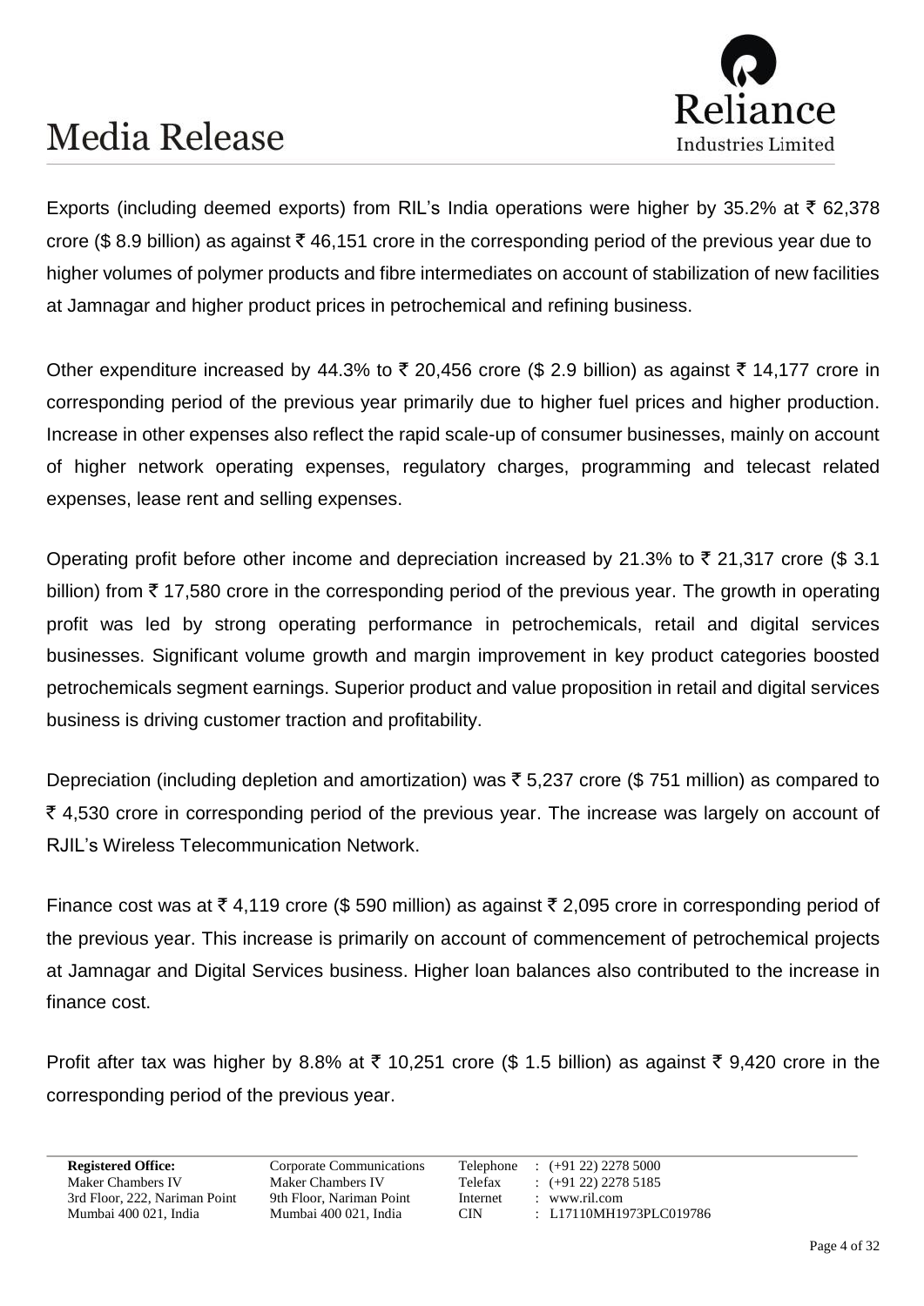Exports (including deemed exports) from RIL's India operations were higher by 35.2% at ₹ 62,378 crore ($ 8.9 billion) as against ₹ 46,151 crore in the corresponding period of the previous year due to higher volumes of polymer products and fibre intermediates on account of stabilization of new facilities at Jamnagar and higher product prices in petrochemical and refining business.

Other expenditure increased by 44.3% to ₹ 20,456 crore ($ 2.9 billion) as against ₹ 14,177 crore in corresponding period of the previous year primarily due to higher fuel prices and higher production. Increase in other expenses also reflect the rapid scale-up of consumer businesses, mainly on account of higher network operating expenses, regulatory charges, programming and telecast related expenses, lease rent and selling expenses.

Operating profit before other income and depreciation increased by 21.3% to ₹ 21,317 crore ($ 3.1 billion) from ₹ 17,580 crore in the corresponding period of the previous year. The growth in operating profit was led by strong operating performance in petrochemicals, retail and digital services businesses. Significant volume growth and margin improvement in key product categories boosted petrochemicals segment earnings. Superior product and value proposition in retail and digital services business is driving customer traction and profitability.

Depreciation (including depletion and amortization) was ₹ 5,237 crore ($ 751 million) as compared to ₹ 4,530 crore in corresponding period of the previous year. The increase was largely on account of RJIL's Wireless Telecommunication Network.

Finance cost was at ₹ 4,119 crore ($ 590 million) as against ₹ 2,095 crore in corresponding period of the previous year. This increase is primarily on account of commencement of petrochemical projects at Jamnagar and Digital Services business. Higher loan balances also contributed to the increase in finance cost.

Profit after tax was higher by 8.8% at ₹ 10,251 crore ($ 1.5 billion) as against ₹ 9,420 crore in the corresponding period of the previous year.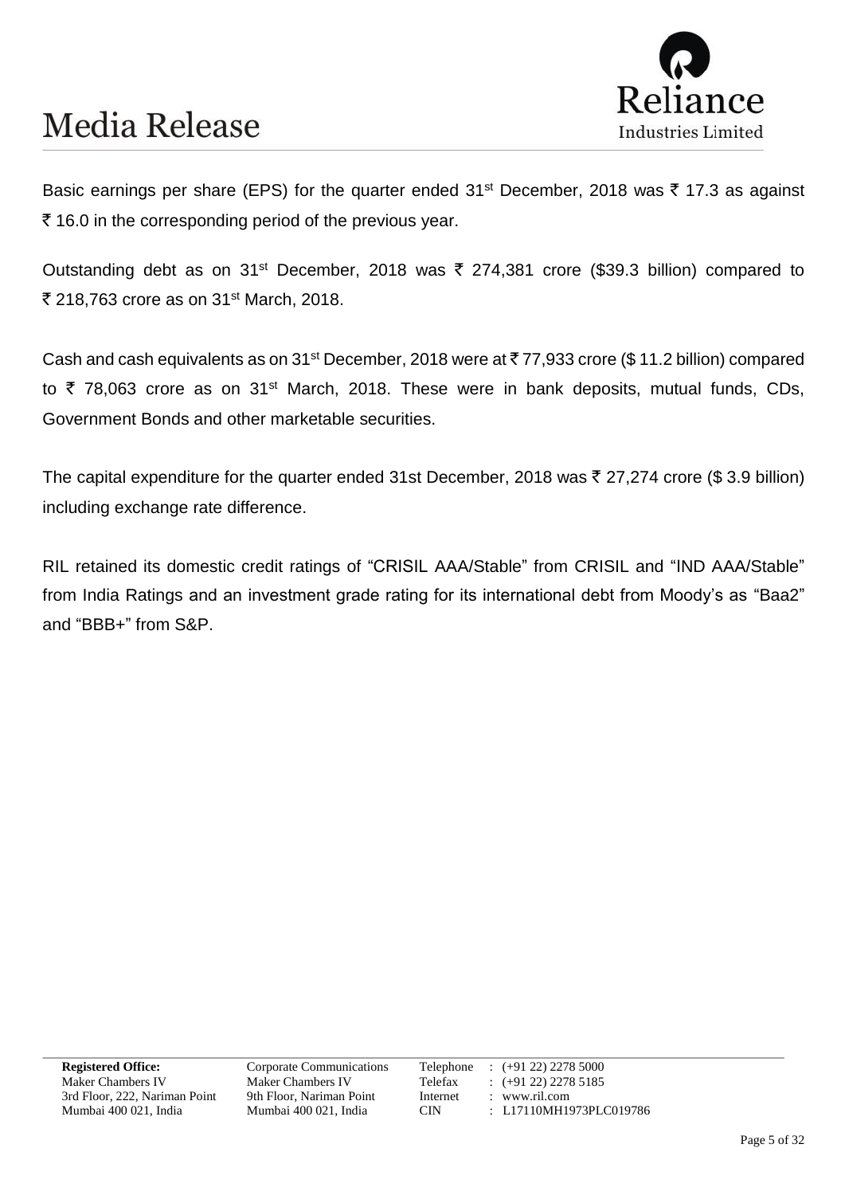Basic earnings per share (EPS) for the quarter ended 31st December, 2018 was ₹ 17.3 as against ₹ 16.0 in the corresponding period of the previous year.

Outstanding debt as on 31st December, 2018 was ₹ 274,381 crore ($39.3 billion) compared to ₹ 218,763 crore as on 31st March, 2018.

Cash and cash equivalents as on 31st December, 2018 were at ₹ 77,933 crore ($ 11.2 billion) compared to ₹ 78,063 crore as on 31st March, 2018. These were in bank deposits, mutual funds, CDs, Government Bonds and other marketable securities.

The capital expenditure for the quarter ended 31st December, 2018 was ₹ 27,274 crore ($ 3.9 billion) including exchange rate difference.

RIL retained its domestic credit ratings of "CRISIL AAA/Stable" from CRISIL and "IND AAA/Stable" from India Ratings and an investment grade rating for its international debt from Moody's as "Baa2" and "BBB+" from S&P.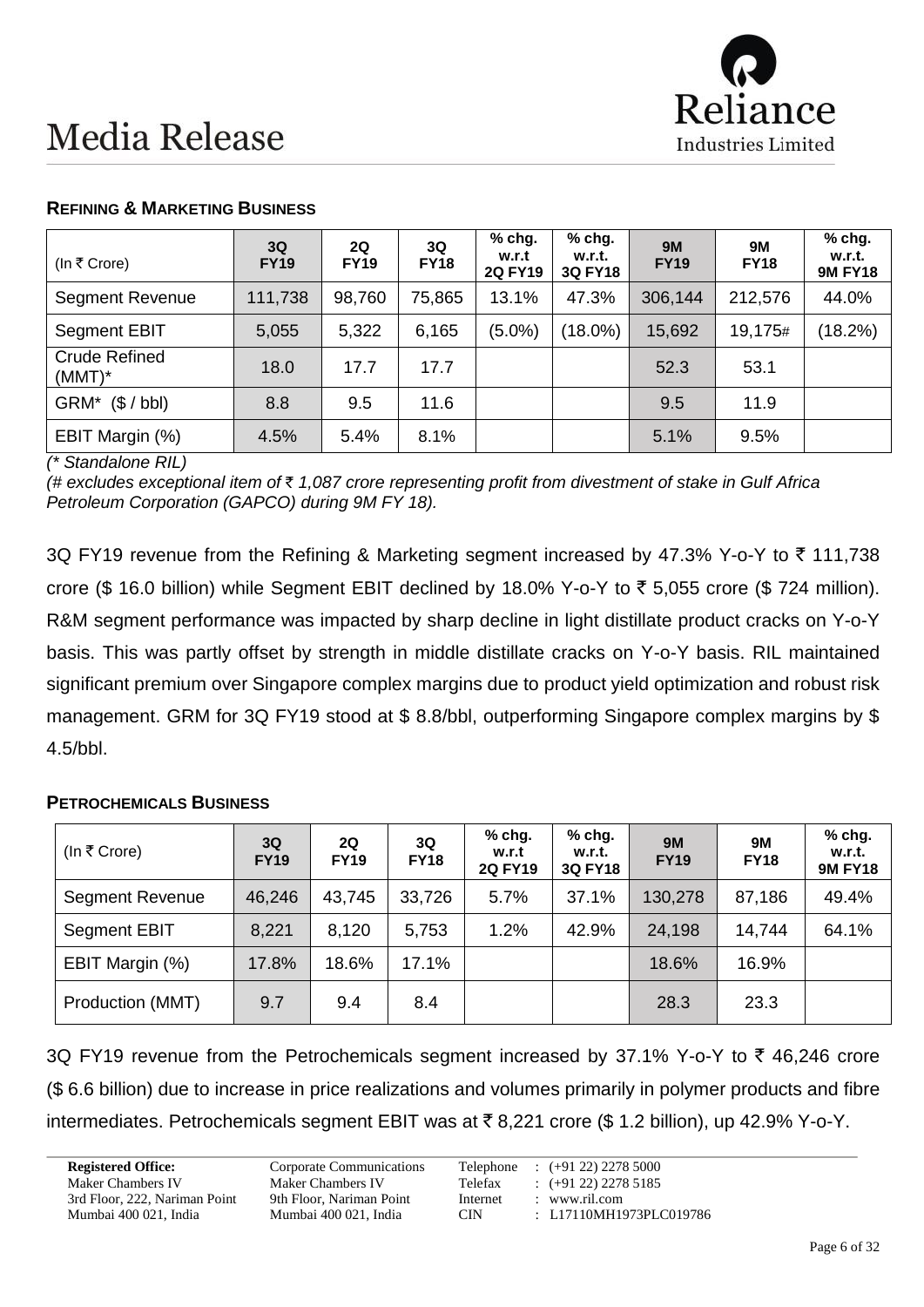## REFINING & MARKETING BUSINESS

| (In ₹ Crore) | 3Q FY19 | 2Q FY19 | 3Q FY18 | % chg. w.r.t 2Q FY19 | % chg. w.r.t. 3Q FY18 | 9M FY19 | 9M FY18 | % chg. w.r.t. 9M FY18 |
|---|---|---|---|---|---|---|---|---|
| Segment Revenue | 111,738 | 98,760 | 75,865 | 13.1% | 47.3% | 306,144 | 212,576 | 44.0% |
| Segment EBIT | 5,055 | 5,322 | 6,165 | (5.0%) | (18.0%) | 15,692 | 19,175# | (18.2%) |
| Crude Refined (MMT)* | 18.0 | 17.7 | 17.7 | | | 52.3 | 53.1 | |
| GRM* ($ / bbl) | 8.8 | 9.5 | 11.6 | | | 9.5 | 11.9 | |
| EBIT Margin (%) | 4.5% | 5.4% | 8.1% | | | 5.1% | 9.5% | |

*(* Standalone RIL)*

*(# excludes exceptional item of ₹ 1,087 crore representing profit from divestment of stake in Gulf Africa Petroleum Corporation (GAPCO) during 9M FY 18).*

3Q FY19 revenue from the Refining & Marketing segment increased by 47.3% Y-o-Y to ₹ 111,738 crore ($ 16.0 billion) while Segment EBIT declined by 18.0% Y-o-Y to ₹ 5,055 crore ($ 724 million). R&M segment performance was impacted by sharp decline in light distillate product cracks on Y-o-Y basis. This was partly offset by strength in middle distillate cracks on Y-o-Y basis. RIL maintained significant premium over Singapore complex margins due to product yield optimization and robust risk management. GRM for 3Q FY19 stood at $ 8.8/bbl, outperforming Singapore complex margins by $ 4.5/bbl.

## PETROCHEMICALS BUSINESS

| (In ₹ Crore) | 3Q FY19 | 2Q FY19 | 3Q FY18 | % chg. w.r.t 2Q FY19 | % chg. w.r.t. 3Q FY18 | 9M FY19 | 9M FY18 | % chg. w.r.t. 9M FY18 |
|---|---|---|---|---|---|---|---|---|
| Segment Revenue | 46,246 | 43,745 | 33,726 | 5.7% | 37.1% | 130,278 | 87,186 | 49.4% |
| Segment EBIT | 8,221 | 8,120 | 5,753 | 1.2% | 42.9% | 24,198 | 14,744 | 64.1% |
| EBIT Margin (%) | 17.8% | 18.6% | 17.1% | | | 18.6% | 16.9% | |
| Production (MMT) | 9.7 | 9.4 | 8.4 | | | 28.3 | 23.3 | |

3Q FY19 revenue from the Petrochemicals segment increased by 37.1% Y-o-Y to ₹ 46,246 crore ($ 6.6 billion) due to increase in price realizations and volumes primarily in polymer products and fibre intermediates. Petrochemicals segment EBIT was at ₹ 8,221 crore ($ 1.2 billion), up 42.9% Y-o-Y.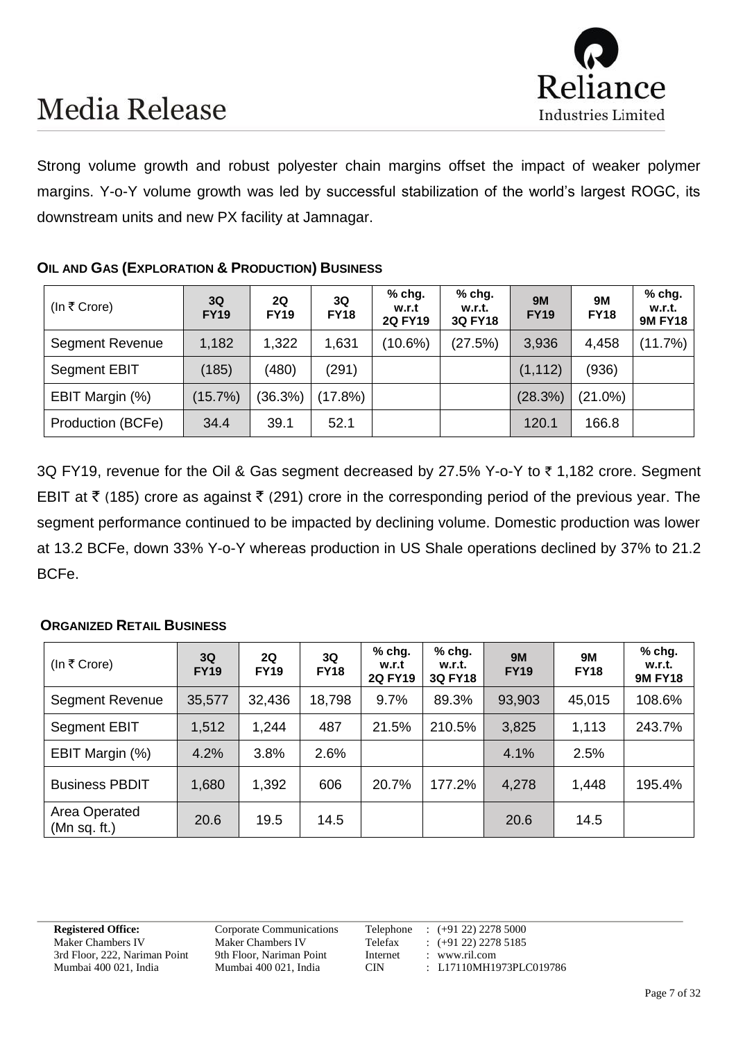Strong volume growth and robust polyester chain margins offset the impact of weaker polymer margins. Y-o-Y volume growth was led by successful stabilization of the world's largest ROGC, its downstream units and new PX facility at Jamnagar.

### OIL AND GAS (EXPLORATION & PRODUCTION) BUSINESS

| (In ₹ Crore) | 3Q FY19 | 2Q FY19 | 3Q FY18 | % chg. w.r.t 2Q FY19 | % chg. w.r.t. 3Q FY18 | 9M FY19 | 9M FY18 | % chg. w.r.t. 9M FY18 |
|---|---|---|---|---|---|---|---|---|
| Segment Revenue | 1,182 | 1,322 | 1,631 | (10.6%) | (27.5%) | 3,936 | 4,458 | (11.7%) |
| Segment EBIT | (185) | (480) | (291) | | | (1,112) | (936) | |
| EBIT Margin (%) | (15.7%) | (36.3%) | (17.8%) | | | (28.3%) | (21.0%) | |
| Production (BCFe) | 34.4 | 39.1 | 52.1 | | | 120.1 | 166.8 | |

3Q FY19, revenue for the Oil & Gas segment decreased by 27.5% Y-o-Y to ₹ 1,182 crore. Segment EBIT at ₹ (185) crore as against ₹ (291) crore in the corresponding period of the previous year. The segment performance continued to be impacted by declining volume. Domestic production was lower at 13.2 BCFe, down 33% Y-o-Y whereas production in US Shale operations declined by 37% to 21.2 BCFe.

### ORGANIZED RETAIL BUSINESS

| (In ₹ Crore) | 3Q FY19 | 2Q FY19 | 3Q FY18 | % chg. w.r.t 2Q FY19 | % chg. w.r.t. 3Q FY18 | 9M FY19 | 9M FY18 | % chg. w.r.t. 9M FY18 |
|---|---|---|---|---|---|---|---|---|
| Segment Revenue | 35,577 | 32,436 | 18,798 | 9.7% | 89.3% | 93,903 | 45,015 | 108.6% |
| Segment EBIT | 1,512 | 1,244 | 487 | 21.5% | 210.5% | 3,825 | 1,113 | 243.7% |
| EBIT Margin (%) | 4.2% | 3.8% | 2.6% | | | 4.1% | 2.5% | |
| Business PBDIT | 1,680 | 1,392 | 606 | 20.7% | 177.2% | 4,278 | 1,448 | 195.4% |
| Area Operated (Mn sq. ft.) | 20.6 | 19.5 | 14.5 | | | 20.6 | 14.5 | |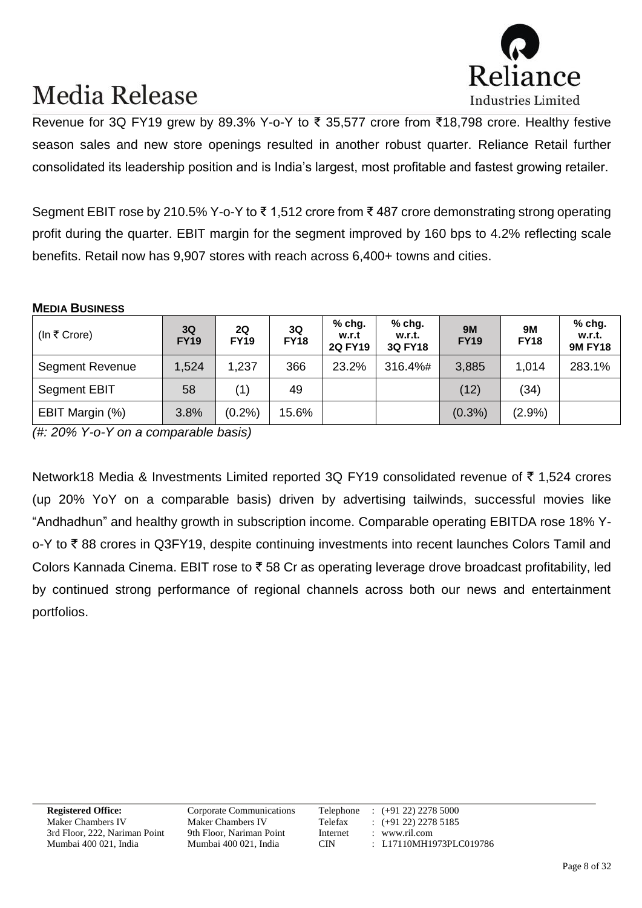Revenue for 3Q FY19 grew by 89.3% Y-o-Y to ₹ 35,577 crore from ₹18,798 crore. Healthy festive season sales and new store openings resulted in another robust quarter. Reliance Retail further consolidated its leadership position and is India's largest, most profitable and fastest growing retailer.

Segment EBIT rose by 210.5% Y-o-Y to ₹ 1,512 crore from ₹ 487 crore demonstrating strong operating profit during the quarter. EBIT margin for the segment improved by 160 bps to 4.2% reflecting scale benefits. Retail now has 9,907 stores with reach across 6,400+ towns and cities.

**MEDIA BUSINESS**

| (In ₹ Crore) | 3Q FY19 | 2Q FY19 | 3Q FY18 | % chg. w.r.t 2Q FY19 | % chg. w.r.t. 3Q FY18 | 9M FY19 | 9M FY18 | % chg. w.r.t. 9M FY18 |
|---|---|---|---|---|---|---|---|---|
| Segment Revenue | 1,524 | 1,237 | 366 | 23.2% | 316.4%# | 3,885 | 1,014 | 283.1% |
| Segment EBIT | 58 | (1) | 49 | | | (12) | (34) | |
| EBIT Margin (%) | 3.8% | (0.2%) | 15.6% | | | (0.3%) | (2.9%) | |

*(#: 20% Y-o-Y on a comparable basis)*

Network18 Media & Investments Limited reported 3Q FY19 consolidated revenue of ₹ 1,524 crores (up 20% YoY on a comparable basis) driven by advertising tailwinds, successful movies like "Andhadhun" and healthy growth in subscription income. Comparable operating EBITDA rose 18% Y-o-Y to ₹ 88 crores in Q3FY19, despite continuing investments into recent launches Colors Tamil and Colors Kannada Cinema. EBIT rose to ₹ 58 Cr as operating leverage drove broadcast profitability, led by continued strong performance of regional channels across both our news and entertainment portfolios.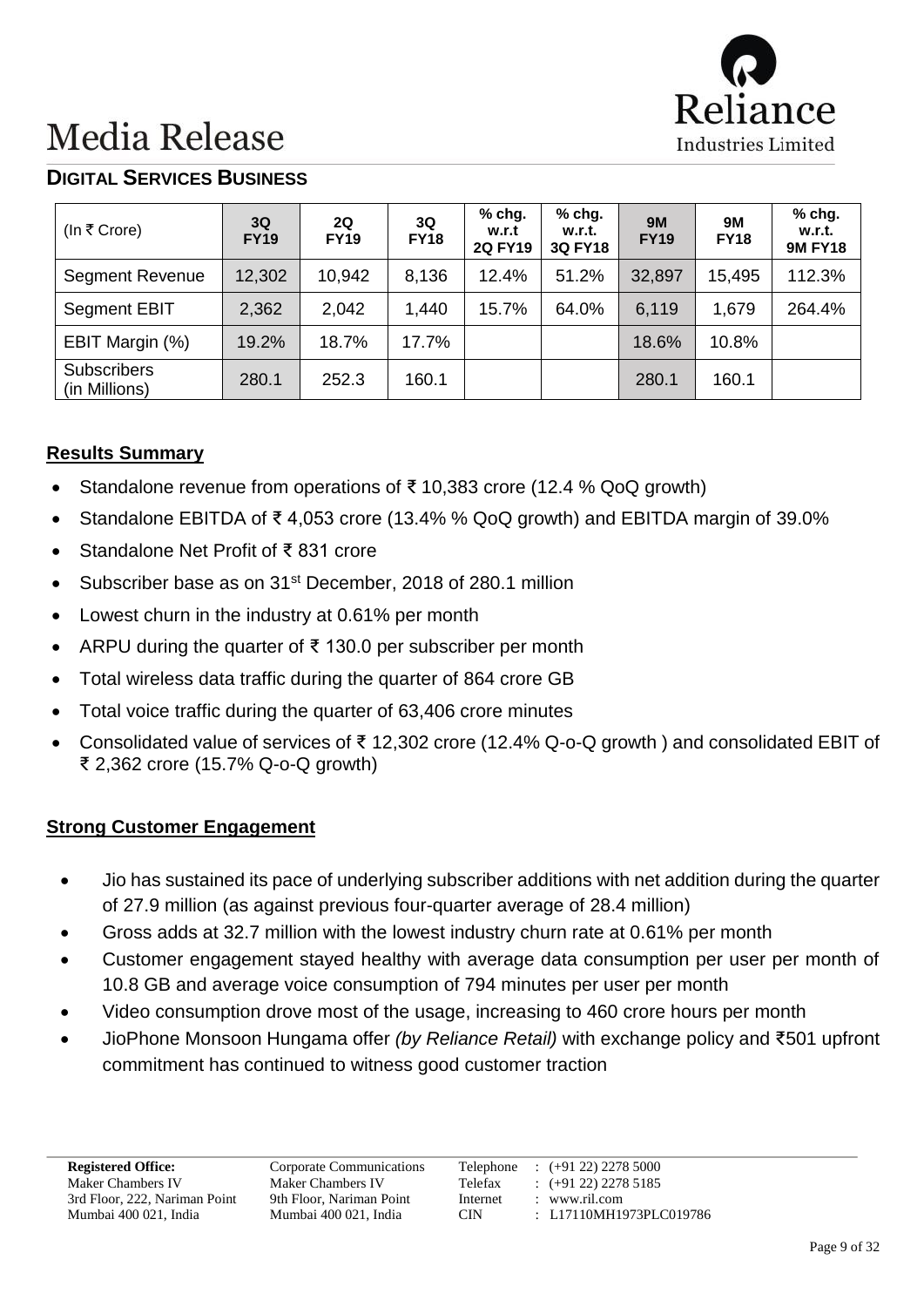# Media Release

## DIGITAL SERVICES BUSINESS

| (In ₹ Crore) | 3Q FY19 | 2Q FY19 | 3Q FY18 | % chg. w.r.t 2Q FY19 | % chg. w.r.t. 3Q FY18 | 9M FY19 | 9M FY18 | % chg. w.r.t. 9M FY18 |
|---|---|---|---|---|---|---|---|---|
| Segment Revenue | 12,302 | 10,942 | 8,136 | 12.4% | 51.2% | 32,897 | 15,495 | 112.3% |
| Segment EBIT | 2,362 | 2,042 | 1,440 | 15.7% | 64.0% | 6,119 | 1,679 | 264.4% |
| EBIT Margin (%) | 19.2% | 18.7% | 17.7% | | | 18.6% | 10.8% | |
| Subscribers (in Millions) | 280.1 | 252.3 | 160.1 | | | 280.1 | 160.1 | |

### Results Summary

- Standalone revenue from operations of ₹ 10,383 crore (12.4 % QoQ growth)
- Standalone EBITDA of ₹ 4,053 crore (13.4% % QoQ growth) and EBITDA margin of 39.0%
- Standalone Net Profit of ₹ 831 crore
- Subscriber base as on 31st December, 2018 of 280.1 million
- Lowest churn in the industry at 0.61% per month
- ARPU during the quarter of ₹ 130.0 per subscriber per month
- Total wireless data traffic during the quarter of 864 crore GB
- Total voice traffic during the quarter of 63,406 crore minutes
- Consolidated value of services of ₹ 12,302 crore (12.4% Q-o-Q growth ) and consolidated EBIT of ₹ 2,362 crore (15.7% Q-o-Q growth)

### Strong Customer Engagement

- Jio has sustained its pace of underlying subscriber additions with net addition during the quarter of 27.9 million (as against previous four-quarter average of 28.4 million)
- Gross adds at 32.7 million with the lowest industry churn rate at 0.61% per month
- Customer engagement stayed healthy with average data consumption per user per month of 10.8 GB and average voice consumption of 794 minutes per user per month
- Video consumption drove most of the usage, increasing to 460 crore hours per month
- JioPhone Monsoon Hungama offer *(by Reliance Retail)* with exchange policy and ₹501 upfront commitment has continued to witness good customer traction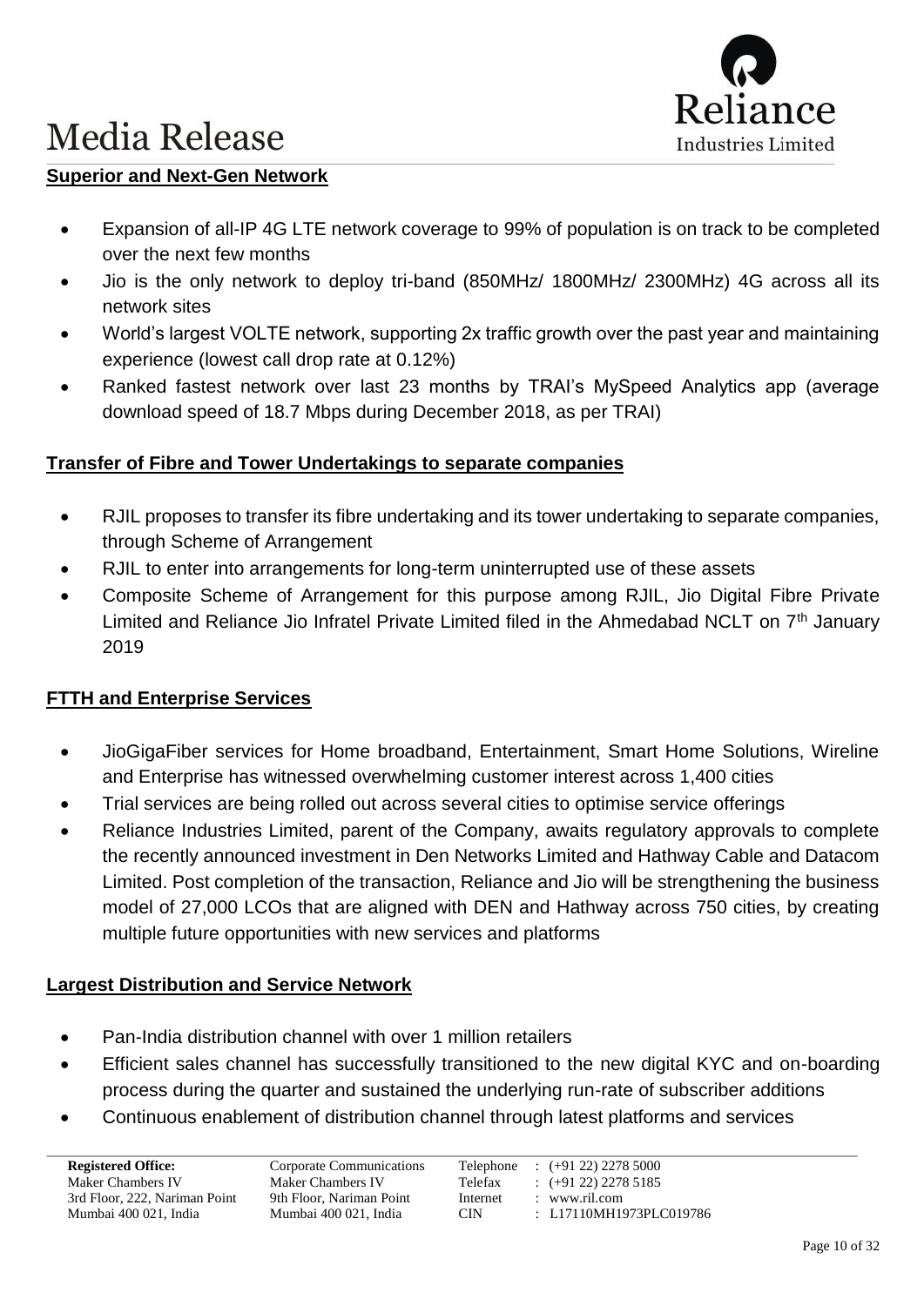## Superior and Next-Gen Network

- Expansion of all-IP 4G LTE network coverage to 99% of population is on track to be completed over the next few months
- Jio is the only network to deploy tri-band (850MHz/ 1800MHz/ 2300MHz) 4G across all its network sites
- World's largest VOLTE network, supporting 2x traffic growth over the past year and maintaining experience (lowest call drop rate at 0.12%)
- Ranked fastest network over last 23 months by TRAI's MySpeed Analytics app (average download speed of 18.7 Mbps during December 2018, as per TRAI)

## Transfer of Fibre and Tower Undertakings to separate companies

- RJIL proposes to transfer its fibre undertaking and its tower undertaking to separate companies, through Scheme of Arrangement
- RJIL to enter into arrangements for long-term uninterrupted use of these assets
- Composite Scheme of Arrangement for this purpose among RJIL, Jio Digital Fibre Private Limited and Reliance Jio Infratel Private Limited filed in the Ahmedabad NCLT on 7th January 2019

## FTTH and Enterprise Services

- JioGigaFiber services for Home broadband, Entertainment, Smart Home Solutions, Wireline and Enterprise has witnessed overwhelming customer interest across 1,400 cities
- Trial services are being rolled out across several cities to optimise service offerings
- Reliance Industries Limited, parent of the Company, awaits regulatory approvals to complete the recently announced investment in Den Networks Limited and Hathway Cable and Datacom Limited. Post completion of the transaction, Reliance and Jio will be strengthening the business model of 27,000 LCOs that are aligned with DEN and Hathway across 750 cities, by creating multiple future opportunities with new services and platforms

## Largest Distribution and Service Network

- Pan-India distribution channel with over 1 million retailers
- Efficient sales channel has successfully transitioned to the new digital KYC and on-boarding process during the quarter and sustained the underlying run-rate of subscriber additions
- Continuous enablement of distribution channel through latest platforms and services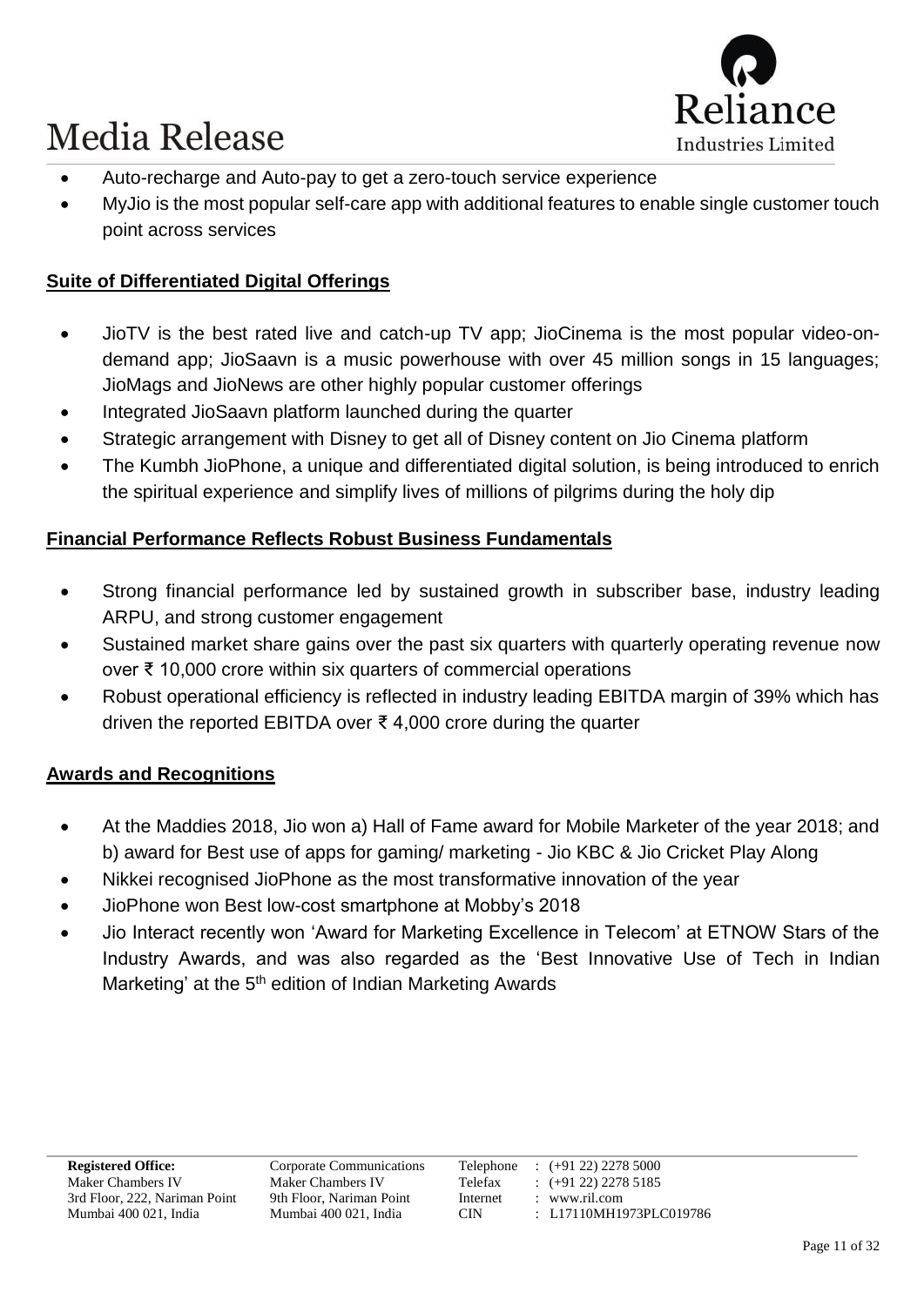- Auto-recharge and Auto-pay to get a zero-touch service experience
- MyJio is the most popular self-care app with additional features to enable single customer touch point across services

**Suite of Differentiated Digital Offerings**

- JioTV is the best rated live and catch-up TV app; JioCinema is the most popular video-on-demand app; JioSaavn is a music powerhouse with over 45 million songs in 15 languages; JioMags and JioNews are other highly popular customer offerings
- Integrated JioSaavn platform launched during the quarter
- Strategic arrangement with Disney to get all of Disney content on Jio Cinema platform
- The Kumbh JioPhone, a unique and differentiated digital solution, is being introduced to enrich the spiritual experience and simplify lives of millions of pilgrims during the holy dip

**Financial Performance Reflects Robust Business Fundamentals**

- Strong financial performance led by sustained growth in subscriber base, industry leading ARPU, and strong customer engagement
- Sustained market share gains over the past six quarters with quarterly operating revenue now over ₹ 10,000 crore within six quarters of commercial operations
- Robust operational efficiency is reflected in industry leading EBITDA margin of 39% which has driven the reported EBITDA over ₹ 4,000 crore during the quarter

**Awards and Recognitions**

- At the Maddies 2018, Jio won a) Hall of Fame award for Mobile Marketer of the year 2018; and b) award for Best use of apps for gaming/ marketing - Jio KBC & Jio Cricket Play Along
- Nikkei recognised JioPhone as the most transformative innovation of the year
- JioPhone won Best low-cost smartphone at Mobby's 2018
- Jio Interact recently won 'Award for Marketing Excellence in Telecom' at ETNOW Stars of the Industry Awards, and was also regarded as the 'Best Innovative Use of Tech in Indian Marketing' at the 5th edition of Indian Marketing Awards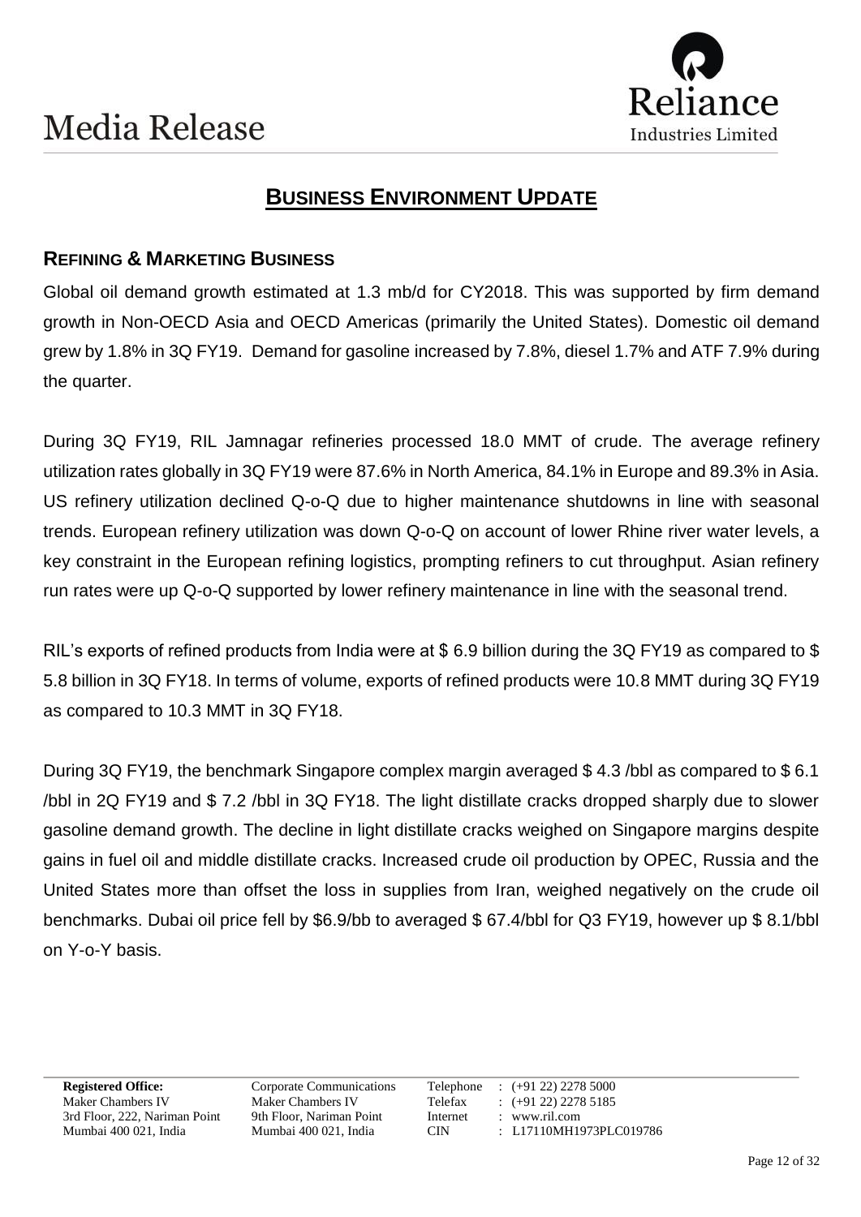## BUSINESS ENVIRONMENT UPDATE

### REFINING & MARKETING BUSINESS

Global oil demand growth estimated at 1.3 mb/d for CY2018. This was supported by firm demand growth in Non-OECD Asia and OECD Americas (primarily the United States). Domestic oil demand grew by 1.8% in 3Q FY19. Demand for gasoline increased by 7.8%, diesel 1.7% and ATF 7.9% during the quarter.

During 3Q FY19, RIL Jamnagar refineries processed 18.0 MMT of crude. The average refinery utilization rates globally in 3Q FY19 were 87.6% in North America, 84.1% in Europe and 89.3% in Asia. US refinery utilization declined Q-o-Q due to higher maintenance shutdowns in line with seasonal trends. European refinery utilization was down Q-o-Q on account of lower Rhine river water levels, a key constraint in the European refining logistics, prompting refiners to cut throughput. Asian refinery run rates were up Q-o-Q supported by lower refinery maintenance in line with the seasonal trend.

RIL's exports of refined products from India were at $ 6.9 billion during the 3Q FY19 as compared to $ 5.8 billion in 3Q FY18. In terms of volume, exports of refined products were 10.8 MMT during 3Q FY19 as compared to 10.3 MMT in 3Q FY18.

During 3Q FY19, the benchmark Singapore complex margin averaged $ 4.3 /bbl as compared to $ 6.1 /bbl in 2Q FY19 and $ 7.2 /bbl in 3Q FY18. The light distillate cracks dropped sharply due to slower gasoline demand growth. The decline in light distillate cracks weighed on Singapore margins despite gains in fuel oil and middle distillate cracks. Increased crude oil production by OPEC, Russia and the United States more than offset the loss in supplies from Iran, weighed negatively on the crude oil benchmarks. Dubai oil price fell by $6.9/bb to averaged $ 67.4/bbl for Q3 FY19, however up $ 8.1/bbl on Y-o-Y basis.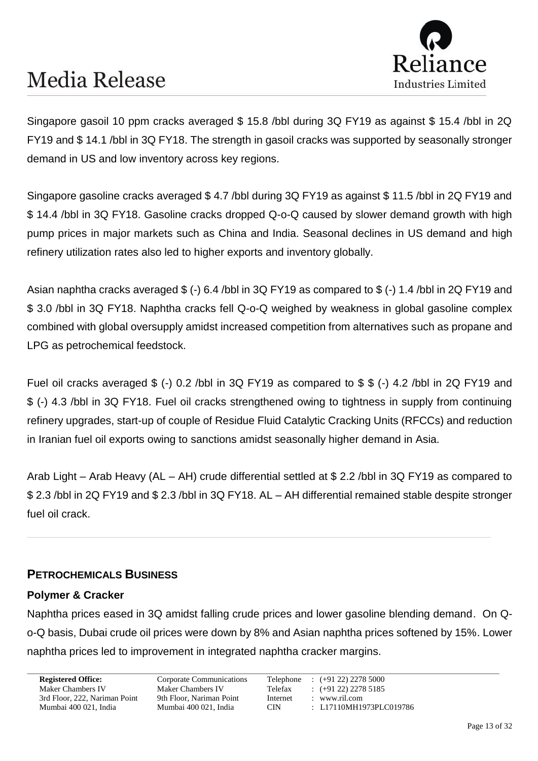Singapore gasoil 10 ppm cracks averaged $ 15.8 /bbl during 3Q FY19 as against $ 15.4 /bbl in 2Q FY19 and $ 14.1 /bbl in 3Q FY18. The strength in gasoil cracks was supported by seasonally stronger demand in US and low inventory across key regions.

Singapore gasoline cracks averaged $ 4.7 /bbl during 3Q FY19 as against $ 11.5 /bbl in 2Q FY19 and $ 14.4 /bbl in 3Q FY18. Gasoline cracks dropped Q-o-Q caused by slower demand growth with high pump prices in major markets such as China and India. Seasonal declines in US demand and high refinery utilization rates also led to higher exports and inventory globally.

Asian naphtha cracks averaged $ (-) 6.4 /bbl in 3Q FY19 as compared to $ (-) 1.4 /bbl in 2Q FY19 and $ 3.0 /bbl in 3Q FY18. Naphtha cracks fell Q-o-Q weighed by weakness in global gasoline complex combined with global oversupply amidst increased competition from alternatives such as propane and LPG as petrochemical feedstock.

Fuel oil cracks averaged $ (-) 0.2 /bbl in 3Q FY19 as compared to $ $ (-) 4.2 /bbl in 2Q FY19 and $ (-) 4.3 /bbl in 3Q FY18. Fuel oil cracks strengthened owing to tightness in supply from continuing refinery upgrades, start-up of couple of Residue Fluid Catalytic Cracking Units (RFCCs) and reduction in Iranian fuel oil exports owing to sanctions amidst seasonally higher demand in Asia.

Arab Light – Arab Heavy (AL – AH) crude differential settled at $ 2.2 /bbl in 3Q FY19 as compared to $ 2.3 /bbl in 2Q FY19 and $ 2.3 /bbl in 3Q FY18. AL – AH differential remained stable despite stronger fuel oil crack.

---

## PETROCHEMICALS BUSINESS

### Polymer & Cracker

Naphtha prices eased in 3Q amidst falling crude prices and lower gasoline blending demand. On Q-o-Q basis, Dubai crude oil prices were down by 8% and Asian naphtha prices softened by 15%. Lower naphtha prices led to improvement in integrated naphtha cracker margins.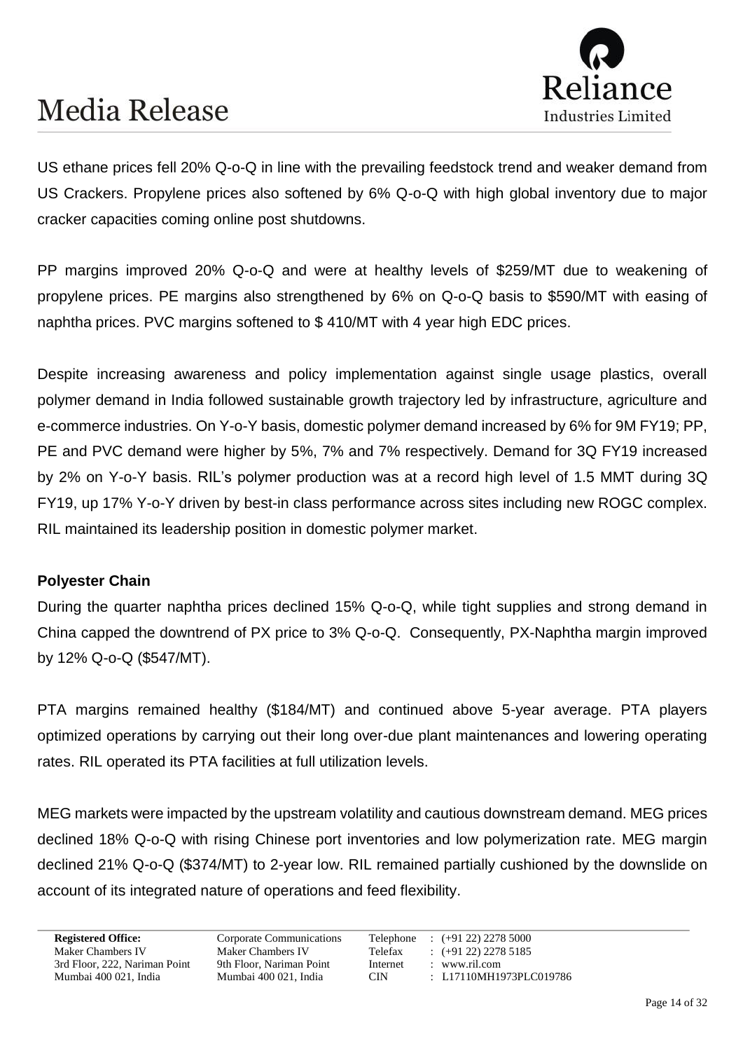US ethane prices fell 20% Q-o-Q in line with the prevailing feedstock trend and weaker demand from US Crackers. Propylene prices also softened by 6% Q-o-Q with high global inventory due to major cracker capacities coming online post shutdowns.

PP margins improved 20% Q-o-Q and were at healthy levels of $259/MT due to weakening of propylene prices. PE margins also strengthened by 6% on Q-o-Q basis to $590/MT with easing of naphtha prices. PVC margins softened to $ 410/MT with 4 year high EDC prices.

Despite increasing awareness and policy implementation against single usage plastics, overall polymer demand in India followed sustainable growth trajectory led by infrastructure, agriculture and e-commerce industries. On Y-o-Y basis, domestic polymer demand increased by 6% for 9M FY19; PP, PE and PVC demand were higher by 5%, 7% and 7% respectively. Demand for 3Q FY19 increased by 2% on Y-o-Y basis. RIL's polymer production was at a record high level of 1.5 MMT during 3Q FY19, up 17% Y-o-Y driven by best-in class performance across sites including new ROGC complex. RIL maintained its leadership position in domestic polymer market.

**Polyester Chain**

During the quarter naphtha prices declined 15% Q-o-Q, while tight supplies and strong demand in China capped the downtrend of PX price to 3% Q-o-Q. Consequently, PX-Naphtha margin improved by 12% Q-o-Q ($547/MT).

PTA margins remained healthy ($184/MT) and continued above 5-year average. PTA players optimized operations by carrying out their long over-due plant maintenances and lowering operating rates. RIL operated its PTA facilities at full utilization levels.

MEG markets were impacted by the upstream volatility and cautious downstream demand. MEG prices declined 18% Q-o-Q with rising Chinese port inventories and low polymerization rate. MEG margin declined 21% Q-o-Q ($374/MT) to 2-year low. RIL remained partially cushioned by the downslide on account of its integrated nature of operations and feed flexibility.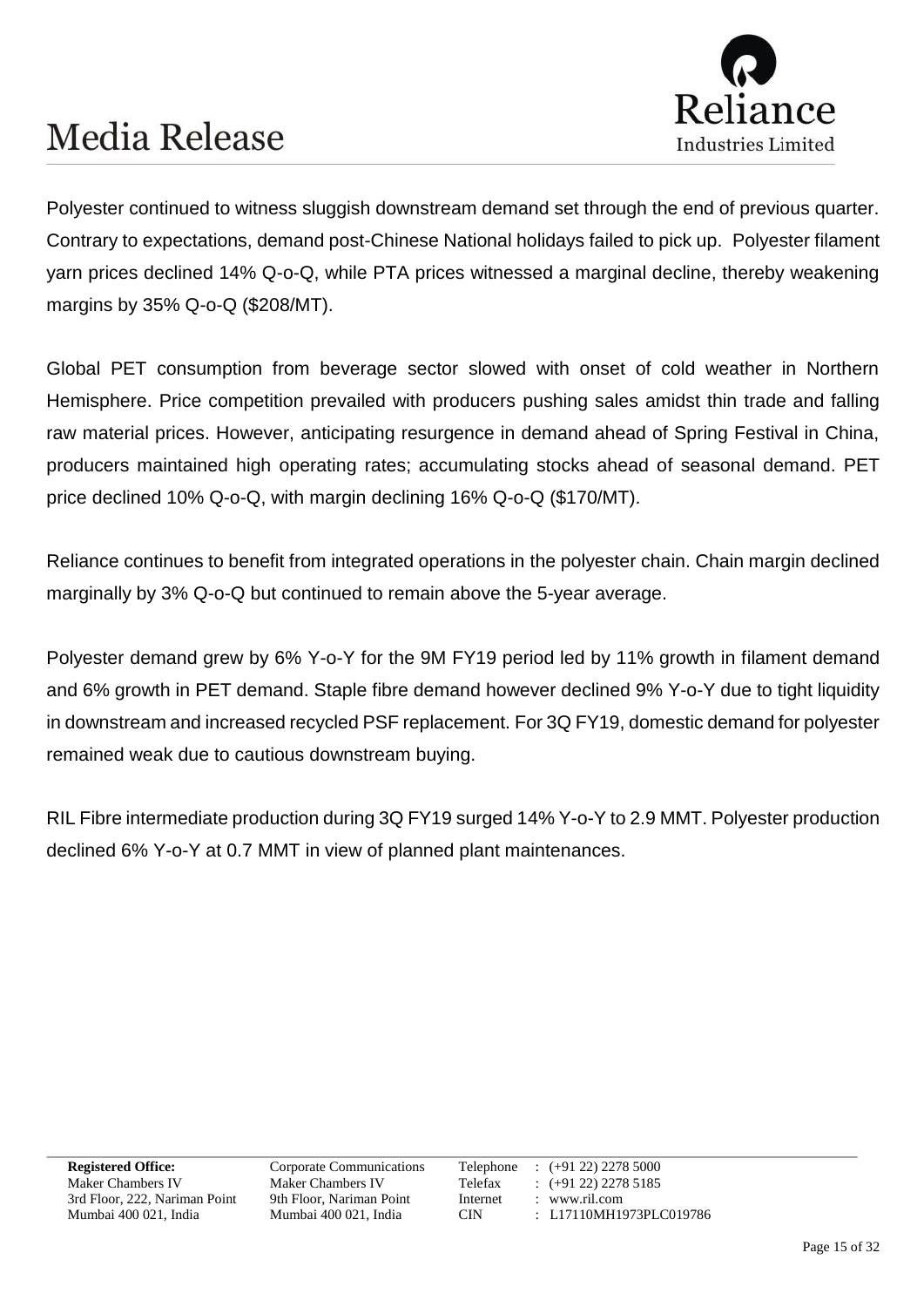Polyester continued to witness sluggish downstream demand set through the end of previous quarter. Contrary to expectations, demand post-Chinese National holidays failed to pick up. Polyester filament yarn prices declined 14% Q-o-Q, while PTA prices witnessed a marginal decline, thereby weakening margins by 35% Q-o-Q ($208/MT).

Global PET consumption from beverage sector slowed with onset of cold weather in Northern Hemisphere. Price competition prevailed with producers pushing sales amidst thin trade and falling raw material prices. However, anticipating resurgence in demand ahead of Spring Festival in China, producers maintained high operating rates; accumulating stocks ahead of seasonal demand. PET price declined 10% Q-o-Q, with margin declining 16% Q-o-Q ($170/MT).

Reliance continues to benefit from integrated operations in the polyester chain. Chain margin declined marginally by 3% Q-o-Q but continued to remain above the 5-year average.

Polyester demand grew by 6% Y-o-Y for the 9M FY19 period led by 11% growth in filament demand and 6% growth in PET demand. Staple fibre demand however declined 9% Y-o-Y due to tight liquidity in downstream and increased recycled PSF replacement. For 3Q FY19, domestic demand for polyester remained weak due to cautious downstream buying.

RIL Fibre intermediate production during 3Q FY19 surged 14% Y-o-Y to 2.9 MMT. Polyester production declined 6% Y-o-Y at 0.7 MMT in view of planned plant maintenances.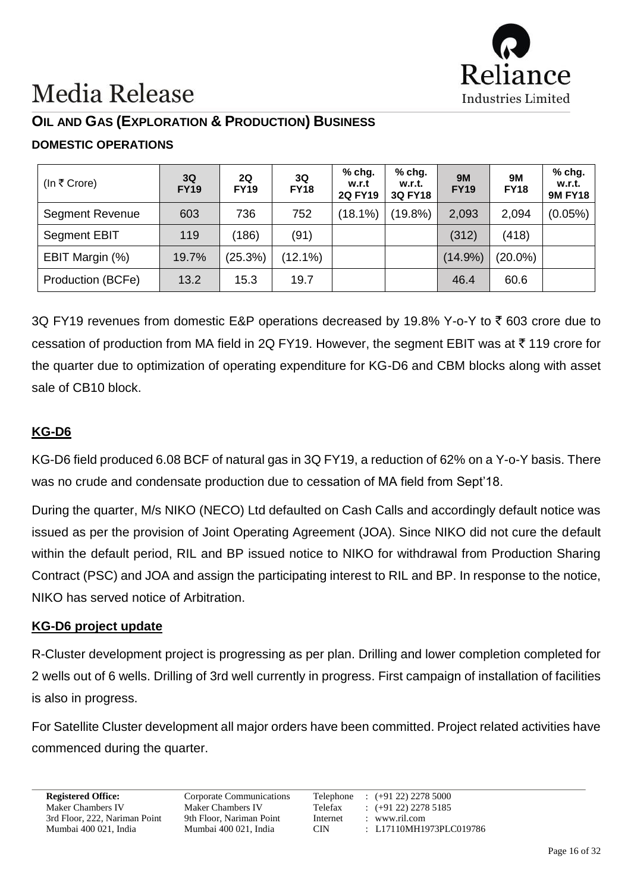# Media Release

## OIL AND GAS (EXPLORATION & PRODUCTION) BUSINESS

### DOMESTIC OPERATIONS

| (In ₹ Crore) | 3Q FY19 | 2Q FY19 | 3Q FY18 | % chg. w.r.t 2Q FY19 | % chg. w.r.t. 3Q FY18 | 9M FY19 | 9M FY18 | % chg. w.r.t. 9M FY18 |
|---|---|---|---|---|---|---|---|---|
| Segment Revenue | 603 | 736 | 752 | (18.1%) | (19.8%) | 2,093 | 2,094 | (0.05%) |
| Segment EBIT | 119 | (186) | (91) | | | (312) | (418) | |
| EBIT Margin (%) | 19.7% | (25.3%) | (12.1%) | | | (14.9%) | (20.0%) | |
| Production (BCFe) | 13.2 | 15.3 | 19.7 | | | 46.4 | 60.6 | |

3Q FY19 revenues from domestic E&P operations decreased by 19.8% Y-o-Y to ₹ 603 crore due to cessation of production from MA field in 2Q FY19. However, the segment EBIT was at ₹ 119 crore for the quarter due to optimization of operating expenditure for KG-D6 and CBM blocks along with asset sale of CB10 block.

### KG-D6

KG-D6 field produced 6.08 BCF of natural gas in 3Q FY19, a reduction of 62% on a Y-o-Y basis. There was no crude and condensate production due to cessation of MA field from Sept'18.

During the quarter, M/s NIKO (NECO) Ltd defaulted on Cash Calls and accordingly default notice was issued as per the provision of Joint Operating Agreement (JOA). Since NIKO did not cure the default within the default period, RIL and BP issued notice to NIKO for withdrawal from Production Sharing Contract (PSC) and JOA and assign the participating interest to RIL and BP. In response to the notice, NIKO has served notice of Arbitration.

### KG-D6 project update

R-Cluster development project is progressing as per plan. Drilling and lower completion completed for 2 wells out of 6 wells. Drilling of 3rd well currently in progress. First campaign of installation of facilities is also in progress.

For Satellite Cluster development all major orders have been committed. Project related activities have commenced during the quarter.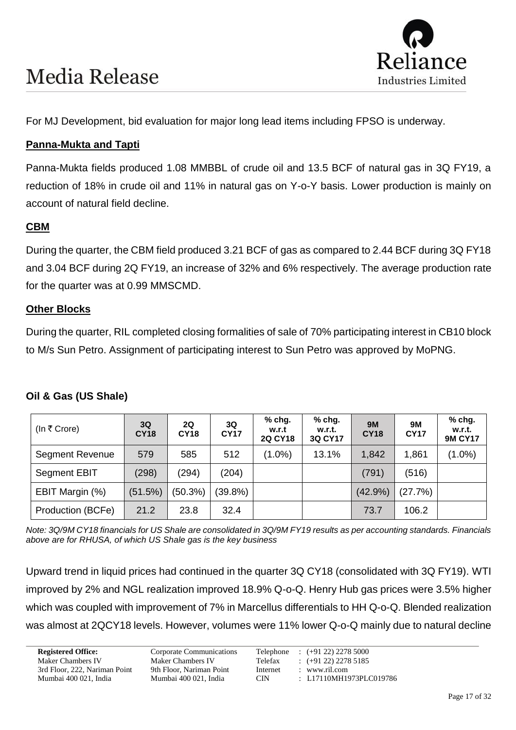For MJ Development, bid evaluation for major long lead items including FPSO is underway.

**Panna-Mukta and Tapti**

Panna-Mukta fields produced 1.08 MMBBL of crude oil and 13.5 BCF of natural gas in 3Q FY19, a reduction of 18% in crude oil and 11% in natural gas on Y-o-Y basis. Lower production is mainly on account of natural field decline.

**CBM**

During the quarter, the CBM field produced 3.21 BCF of gas as compared to 2.44 BCF during 3Q FY18 and 3.04 BCF during 2Q FY19, an increase of 32% and 6% respectively. The average production rate for the quarter was at 0.99 MMSCMD.

**Other Blocks**

During the quarter, RIL completed closing formalities of sale of 70% participating interest in CB10 block to M/s Sun Petro. Assignment of participating interest to Sun Petro was approved by MoPNG.

### Oil & Gas (US Shale)

| (In ₹ Crore) | 3Q CY18 | 2Q CY18 | 3Q CY17 | % chg. w.r.t 2Q CY18 | % chg. w.r.t. 3Q CY17 | 9M CY18 | 9M CY17 | % chg. w.r.t. 9M CY17 |
|---|---|---|---|---|---|---|---|---|
| Segment Revenue | 579 | 585 | 512 | (1.0%) | 13.1% | 1,842 | 1,861 | (1.0%) |
| Segment EBIT | (298) | (294) | (204) | | | (791) | (516) | |
| EBIT Margin (%) | (51.5%) | (50.3%) | (39.8%) | | | (42.9%) | (27.7%) | |
| Production (BCFe) | 21.2 | 23.8 | 32.4 | | | 73.7 | 106.2 | |

*Note: 3Q/9M CY18 financials for US Shale are consolidated in 3Q/9M FY19 results as per accounting standards. Financials above are for RHUSA, of which US Shale gas is the key business*

Upward trend in liquid prices had continued in the quarter 3Q CY18 (consolidated with 3Q FY19). WTI improved by 2% and NGL realization improved 18.9% Q-o-Q. Henry Hub gas prices were 3.5% higher which was coupled with improvement of 7% in Marcellus differentials to HH Q-o-Q. Blended realization was almost at 2QCY18 levels. However, volumes were 11% lower Q-o-Q mainly due to natural decline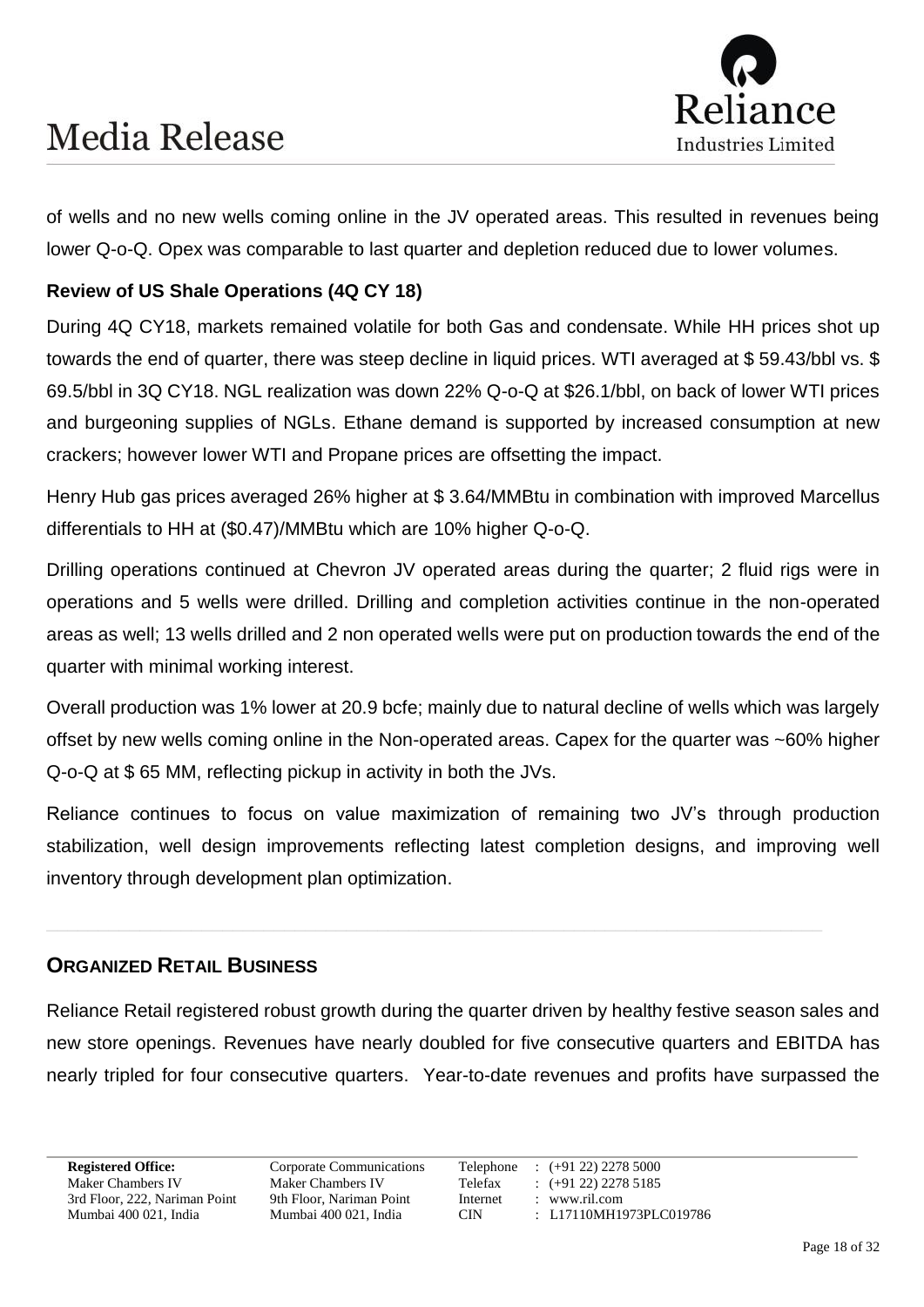of wells and no new wells coming online in the JV operated areas. This resulted in revenues being lower Q-o-Q. Opex was comparable to last quarter and depletion reduced due to lower volumes.

### Review of US Shale Operations (4Q CY 18)

During 4Q CY18, markets remained volatile for both Gas and condensate. While HH prices shot up towards the end of quarter, there was steep decline in liquid prices. WTI averaged at $ 59.43/bbl vs. $ 69.5/bbl in 3Q CY18. NGL realization was down 22% Q-o-Q at $26.1/bbl, on back of lower WTI prices and burgeoning supplies of NGLs. Ethane demand is supported by increased consumption at new crackers; however lower WTI and Propane prices are offsetting the impact.

Henry Hub gas prices averaged 26% higher at $ 3.64/MMBtu in combination with improved Marcellus differentials to HH at ($0.47)/MMBtu which are 10% higher Q-o-Q.

Drilling operations continued at Chevron JV operated areas during the quarter; 2 fluid rigs were in operations and 5 wells were drilled. Drilling and completion activities continue in the non-operated areas as well; 13 wells drilled and 2 non operated wells were put on production towards the end of the quarter with minimal working interest.

Overall production was 1% lower at 20.9 bcfe; mainly due to natural decline of wells which was largely offset by new wells coming online in the Non-operated areas. Capex for the quarter was ~60% higher Q-o-Q at $ 65 MM, reflecting pickup in activity in both the JVs.

Reliance continues to focus on value maximization of remaining two JV's through production stabilization, well design improvements reflecting latest completion designs, and improving well inventory through development plan optimization.

---

## ORGANIZED RETAIL BUSINESS

Reliance Retail registered robust growth during the quarter driven by healthy festive season sales and new store openings. Revenues have nearly doubled for five consecutive quarters and EBITDA has nearly tripled for four consecutive quarters. Year-to-date revenues and profits have surpassed the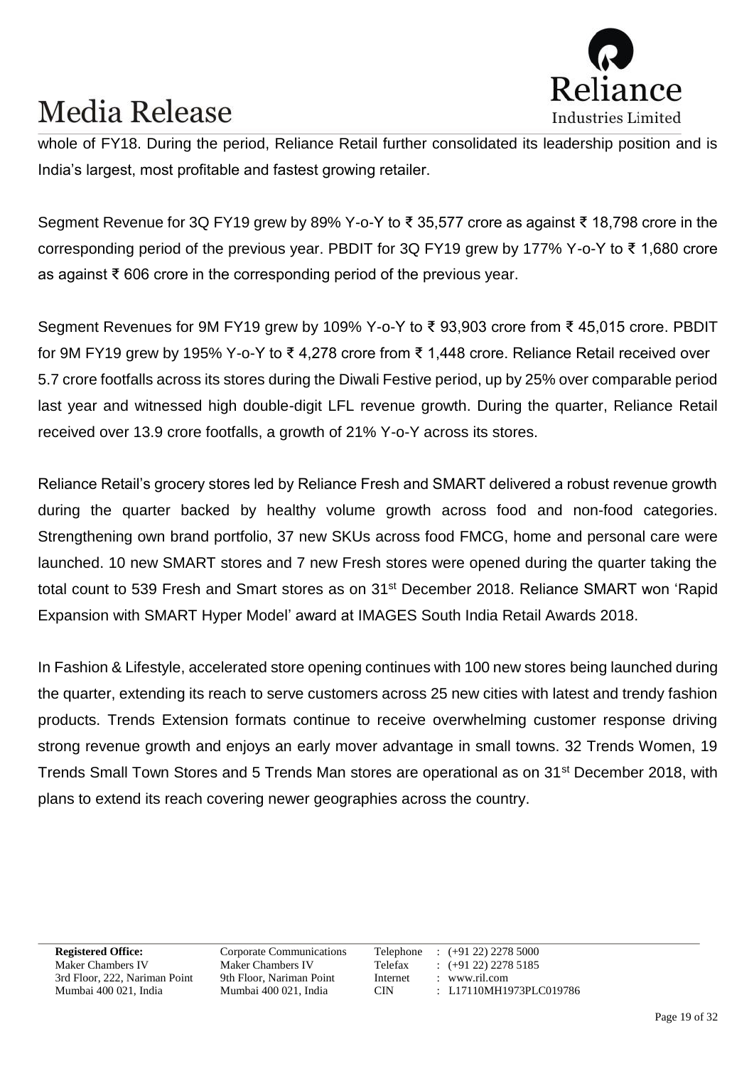whole of FY18. During the period, Reliance Retail further consolidated its leadership position and is India's largest, most profitable and fastest growing retailer.

Segment Revenue for 3Q FY19 grew by 89% Y-o-Y to ₹ 35,577 crore as against ₹ 18,798 crore in the corresponding period of the previous year. PBDIT for 3Q FY19 grew by 177% Y-o-Y to ₹ 1,680 crore as against ₹ 606 crore in the corresponding period of the previous year.

Segment Revenues for 9M FY19 grew by 109% Y-o-Y to ₹ 93,903 crore from ₹ 45,015 crore. PBDIT for 9M FY19 grew by 195% Y-o-Y to ₹ 4,278 crore from ₹ 1,448 crore. Reliance Retail received over 5.7 crore footfalls across its stores during the Diwali Festive period, up by 25% over comparable period last year and witnessed high double-digit LFL revenue growth. During the quarter, Reliance Retail received over 13.9 crore footfalls, a growth of 21% Y-o-Y across its stores.

Reliance Retail's grocery stores led by Reliance Fresh and SMART delivered a robust revenue growth during the quarter backed by healthy volume growth across food and non-food categories. Strengthening own brand portfolio, 37 new SKUs across food FMCG, home and personal care were launched. 10 new SMART stores and 7 new Fresh stores were opened during the quarter taking the total count to 539 Fresh and Smart stores as on 31st December 2018. Reliance SMART won 'Rapid Expansion with SMART Hyper Model' award at IMAGES South India Retail Awards 2018.

In Fashion & Lifestyle, accelerated store opening continues with 100 new stores being launched during the quarter, extending its reach to serve customers across 25 new cities with latest and trendy fashion products. Trends Extension formats continue to receive overwhelming customer response driving strong revenue growth and enjoys an early mover advantage in small towns. 32 Trends Women, 19 Trends Small Town Stores and 5 Trends Man stores are operational as on 31st December 2018, with plans to extend its reach covering newer geographies across the country.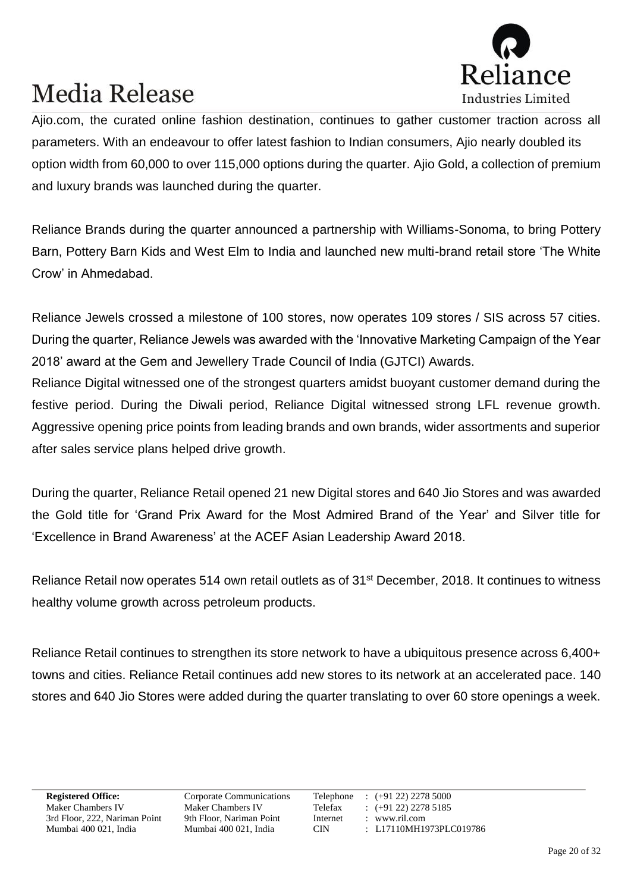Ajio.com, the curated online fashion destination, continues to gather customer traction across all parameters. With an endeavour to offer latest fashion to Indian consumers, Ajio nearly doubled its option width from 60,000 to over 115,000 options during the quarter. Ajio Gold, a collection of premium and luxury brands was launched during the quarter.

Reliance Brands during the quarter announced a partnership with Williams-Sonoma, to bring Pottery Barn, Pottery Barn Kids and West Elm to India and launched new multi-brand retail store 'The White Crow' in Ahmedabad.

Reliance Jewels crossed a milestone of 100 stores, now operates 109 stores / SIS across 57 cities. During the quarter, Reliance Jewels was awarded with the 'Innovative Marketing Campaign of the Year 2018' award at the Gem and Jewellery Trade Council of India (GJTCI) Awards.

Reliance Digital witnessed one of the strongest quarters amidst buoyant customer demand during the festive period. During the Diwali period, Reliance Digital witnessed strong LFL revenue growth. Aggressive opening price points from leading brands and own brands, wider assortments and superior after sales service plans helped drive growth.

During the quarter, Reliance Retail opened 21 new Digital stores and 640 Jio Stores and was awarded the Gold title for 'Grand Prix Award for the Most Admired Brand of the Year' and Silver title for 'Excellence in Brand Awareness' at the ACEF Asian Leadership Award 2018.

Reliance Retail now operates 514 own retail outlets as of 31st December, 2018. It continues to witness healthy volume growth across petroleum products.

Reliance Retail continues to strengthen its store network to have a ubiquitous presence across 6,400+ towns and cities. Reliance Retail continues add new stores to its network at an accelerated pace. 140 stores and 640 Jio Stores were added during the quarter translating to over 60 store openings a week.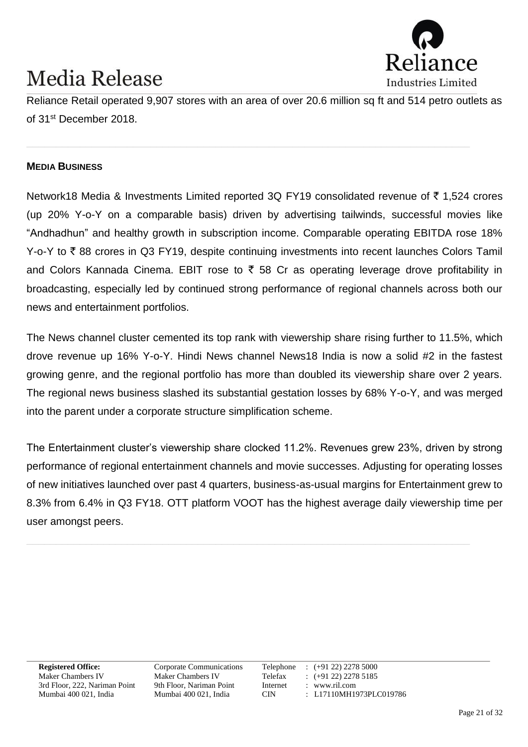Reliance Retail operated 9,907 stores with an area of over 20.6 million sq ft and 514 petro outlets as of 31st December 2018.

---

**MEDIA BUSINESS**

Network18 Media & Investments Limited reported 3Q FY19 consolidated revenue of ₹ 1,524 crores (up 20% Y-o-Y on a comparable basis) driven by advertising tailwinds, successful movies like "Andhadhun" and healthy growth in subscription income. Comparable operating EBITDA rose 18% Y-o-Y to ₹ 88 crores in Q3 FY19, despite continuing investments into recent launches Colors Tamil and Colors Kannada Cinema. EBIT rose to ₹ 58 Cr as operating leverage drove profitability in broadcasting, especially led by continued strong performance of regional channels across both our news and entertainment portfolios.

The News channel cluster cemented its top rank with viewership share rising further to 11.5%, which drove revenue up 16% Y-o-Y. Hindi News channel News18 India is now a solid #2 in the fastest growing genre, and the regional portfolio has more than doubled its viewership share over 2 years. The regional news business slashed its substantial gestation losses by 68% Y-o-Y, and was merged into the parent under a corporate structure simplification scheme.

The Entertainment cluster's viewership share clocked 11.2%. Revenues grew 23%, driven by strong performance of regional entertainment channels and movie successes. Adjusting for operating losses of new initiatives launched over past 4 quarters, business-as-usual margins for Entertainment grew to 8.3% from 6.4% in Q3 FY18. OTT platform VOOT has the highest average daily viewership time per user amongst peers.

---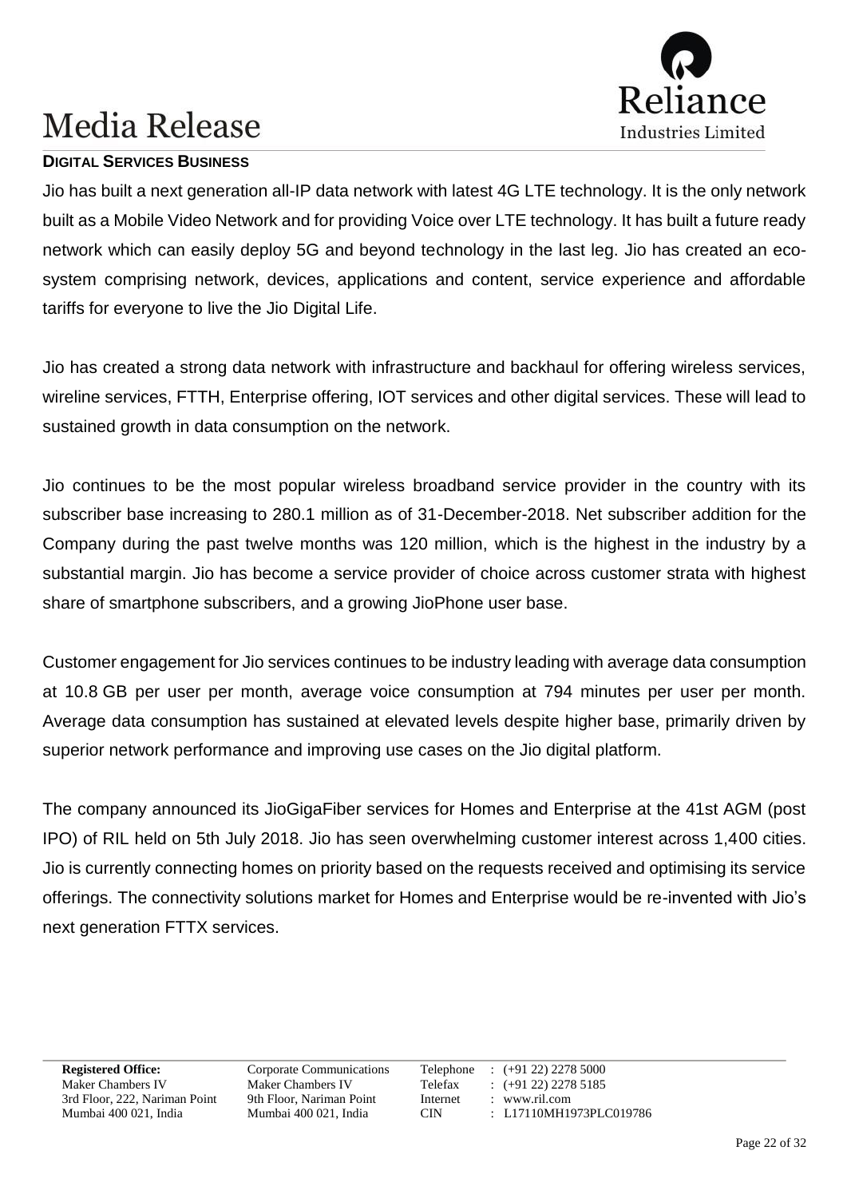## DIGITAL SERVICES BUSINESS

Jio has built a next generation all-IP data network with latest 4G LTE technology. It is the only network built as a Mobile Video Network and for providing Voice over LTE technology. It has built a future ready network which can easily deploy 5G and beyond technology in the last leg. Jio has created an eco-system comprising network, devices, applications and content, service experience and affordable tariffs for everyone to live the Jio Digital Life.

Jio has created a strong data network with infrastructure and backhaul for offering wireless services, wireline services, FTTH, Enterprise offering, IOT services and other digital services. These will lead to sustained growth in data consumption on the network.

Jio continues to be the most popular wireless broadband service provider in the country with its subscriber base increasing to 280.1 million as of 31-December-2018. Net subscriber addition for the Company during the past twelve months was 120 million, which is the highest in the industry by a substantial margin. Jio has become a service provider of choice across customer strata with highest share of smartphone subscribers, and a growing JioPhone user base.

Customer engagement for Jio services continues to be industry leading with average data consumption at 10.8 GB per user per month, average voice consumption at 794 minutes per user per month. Average data consumption has sustained at elevated levels despite higher base, primarily driven by superior network performance and improving use cases on the Jio digital platform.

The company announced its JioGigaFiber services for Homes and Enterprise at the 41st AGM (post IPO) of RIL held on 5th July 2018. Jio has seen overwhelming customer interest across 1,400 cities. Jio is currently connecting homes on priority based on the requests received and optimising its service offerings. The connectivity solutions market for Homes and Enterprise would be re-invented with Jio's next generation FTTX services.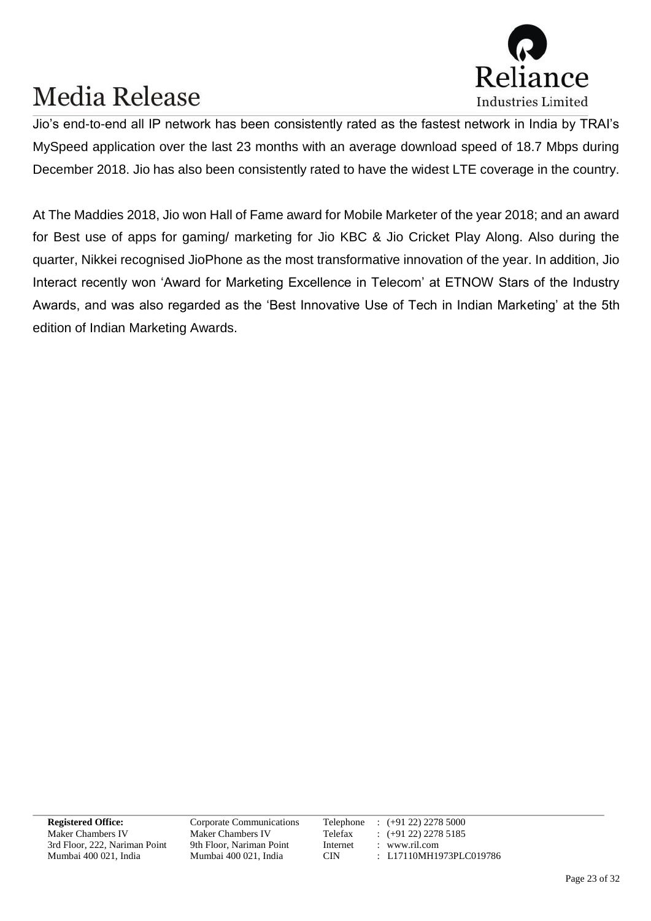Jio's end-to-end all IP network has been consistently rated as the fastest network in India by TRAI's MySpeed application over the last 23 months with an average download speed of 18.7 Mbps during December 2018. Jio has also been consistently rated to have the widest LTE coverage in the country.

At The Maddies 2018, Jio won Hall of Fame award for Mobile Marketer of the year 2018; and an award for Best use of apps for gaming/ marketing for Jio KBC & Jio Cricket Play Along. Also during the quarter, Nikkei recognised JioPhone as the most transformative innovation of the year. In addition, Jio Interact recently won 'Award for Marketing Excellence in Telecom' at ETNOW Stars of the Industry Awards, and was also regarded as the 'Best Innovative Use of Tech in Indian Marketing' at the 5th edition of Indian Marketing Awards.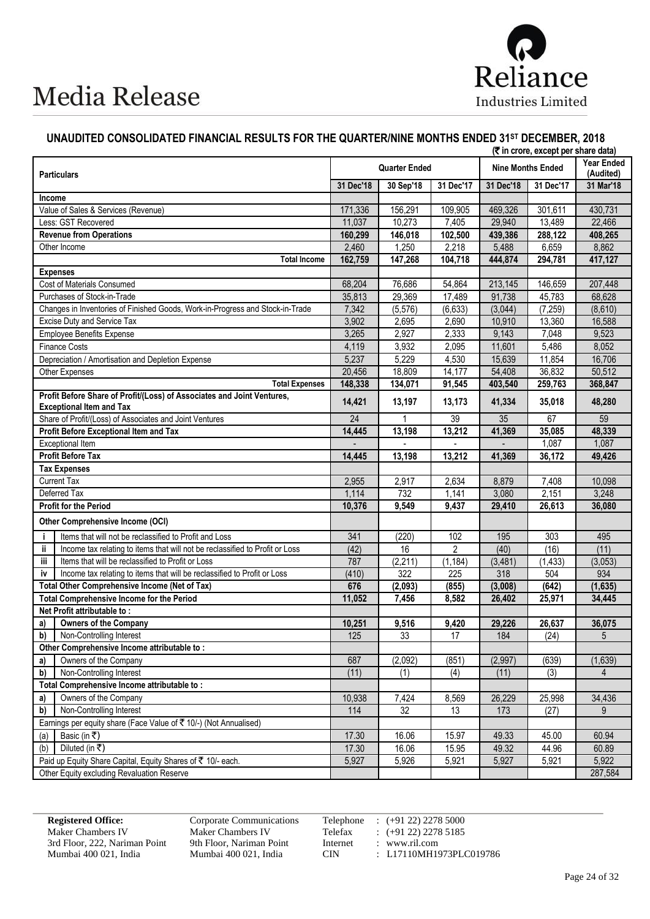# Media Release

Reliance Industries Limited

## UNAUDITED CONSOLIDATED FINANCIAL RESULTS FOR THE QUARTER/NINE MONTHS ENDED 31ST DECEMBER, 2018

(₹ in crore, except per share data)

| Particulars | | Quarter Ended | | | Nine Months Ended | | Year Ended (Audited) |
|---|---|---|---|---|---|---|---|
| | | 31 Dec'18 | 30 Sep'18 | 31 Dec'17 | 31 Dec'18 | 31 Dec'17 | 31 Mar'18 |
| **Income** | | | | | | | |
| Value of Sales & Services (Revenue) | | 171,336 | 156,291 | 109,905 | 469,326 | 301,611 | 430,731 |
| Less: GST Recovered | | 11,037 | 10,273 | 7,405 | 29,940 | 13,489 | 22,466 |
| **Revenue from Operations** | | **160,299** | **146,018** | **102,500** | **439,386** | **288,122** | **408,265** |
| Other Income | | 2,460 | 1,250 | 2,218 | 5,488 | 6,659 | 8,862 |
| **Total Income** | | **162,759** | **147,268** | **104,718** | **444,874** | **294,781** | **417,127** |
| **Expenses** | | | | | | | |
| Cost of Materials Consumed | | 68,204 | 76,686 | 54,864 | 213,145 | 146,659 | 207,448 |
| Purchases of Stock-in-Trade | | 35,813 | 29,369 | 17,489 | 91,738 | 45,783 | 68,628 |
| Changes in Inventories of Finished Goods, Work-in-Progress and Stock-in-Trade | | 7,342 | (5,576) | (6,633) | (3,044) | (7,259) | (8,610) |
| Excise Duty and Service Tax | | 3,902 | 2,695 | 2,690 | 10,910 | 13,360 | 16,588 |
| Employee Benefits Expense | | 3,265 | 2,927 | 2,333 | 9,143 | 7,048 | 9,523 |
| Finance Costs | | 4,119 | 3,932 | 2,095 | 11,601 | 5,486 | 8,052 |
| Depreciation / Amortisation and Depletion Expense | | 5,237 | 5,229 | 4,530 | 15,639 | 11,854 | 16,706 |
| Other Expenses | | 20,456 | 18,809 | 14,177 | 54,408 | 36,832 | 50,512 |
| **Total Expenses** | | **148,338** | **134,071** | **91,545** | **403,540** | **259,763** | **368,847** |
| **Profit Before Share of Profit/(Loss) of Associates and Joint Ventures, Exceptional Item and Tax** | | **14,421** | **13,197** | **13,173** | **41,334** | **35,018** | **48,280** |
| Share of Profit/(Loss) of Associates and Joint Ventures | | 24 | 1 | 39 | 35 | 67 | 59 |
| **Profit Before Exceptional Item and Tax** | | **14,445** | **13,198** | **13,212** | **41,369** | **35,085** | **48,339** |
| Exceptional Item | | - | - | - | - | 1,087 | 1,087 |
| **Profit Before Tax** | | **14,445** | **13,198** | **13,212** | **41,369** | **36,172** | **49,426** |
| **Tax Expenses** | | | | | | | |
| Current Tax | | 2,955 | 2,917 | 2,634 | 8,879 | 7,408 | 10,098 |
| Deferred Tax | | 1,114 | 732 | 1,141 | 3,080 | 2,151 | 3,248 |
| **Profit for the Period** | | **10,376** | **9,549** | **9,437** | **29,410** | **26,613** | **36,080** |
| **Other Comprehensive Income (OCI)** | | | | | | | |
| i | Items that will not be reclassified to Profit and Loss | 341 | (220) | 102 | 195 | 303 | 495 |
| ii | Income tax relating to items that will not be reclassified to Profit or Loss | (42) | 16 | 2 | (40) | (16) | (11) |
| iii | Items that will be reclassified to Profit or Loss | 787 | (2,211) | (1,184) | (3,481) | (1,433) | (3,053) |
| iv | Income tax relating to items that will be reclassified to Profit or Loss | (410) | 322 | 225 | 318 | 504 | 934 |
| **Total Other Comprehensive Income (Net of Tax)** | | **676** | **(2,093)** | **(855)** | **(3,008)** | **(642)** | **(1,635)** |
| **Total Comprehensive Income for the Period** | | **11,052** | **7,456** | **8,582** | **26,402** | **25,971** | **34,445** |
| **Net Profit attributable to :** | | | | | | | |
| **a)** | **Owners of the Company** | **10,251** | **9,516** | **9,420** | **29,226** | **26,637** | **36,075** |
| **b)** | Non-Controlling Interest | 125 | 33 | 17 | 184 | (24) | 5 |
| **Other Comprehensive Income attributable to :** | | | | | | | |
| **a)** | Owners of the Company | 687 | (2,092) | (851) | (2,997) | (639) | (1,639) |
| **b)** | Non-Controlling Interest | (11) | (1) | (4) | (11) | (3) | 4 |
| **Total Comprehensive Income attributable to :** | | | | | | | |
| **a)** | Owners of the Company | 10,938 | 7,424 | 8,569 | 26,229 | 25,998 | 34,436 |
| **b)** | Non-Controlling Interest | 114 | 32 | 13 | 173 | (27) | 9 |
| Earnings per equity share (Face Value of ₹ 10/-) (Not Annualised) | | | | | | | |
| (a) | Basic (in ₹) | 17.30 | 16.06 | 15.97 | 49.33 | 45.00 | 60.94 |
| (b) | Diluted (in ₹) | 17.30 | 16.06 | 15.95 | 49.32 | 44.96 | 60.89 |
| Paid up Equity Share Capital, Equity Shares of ₹ 10/- each. | | 5,927 | 5,926 | 5,921 | 5,927 | 5,921 | 5,922 |
| Other Equity excluding Revaluation Reserve | | | | | | | 287,584 |

**Registered Office:**
Maker Chambers IV
3rd Floor, 222, Nariman Point
Mumbai 400 021, India

Corporate Communications
Maker Chambers IV
9th Floor, Nariman Point
Mumbai 400 021, India

Telephone : (+91 22) 2278 5000
Telefax : (+91 22) 2278 5185
Internet : www.ril.com
CIN : L17110MH1973PLC019786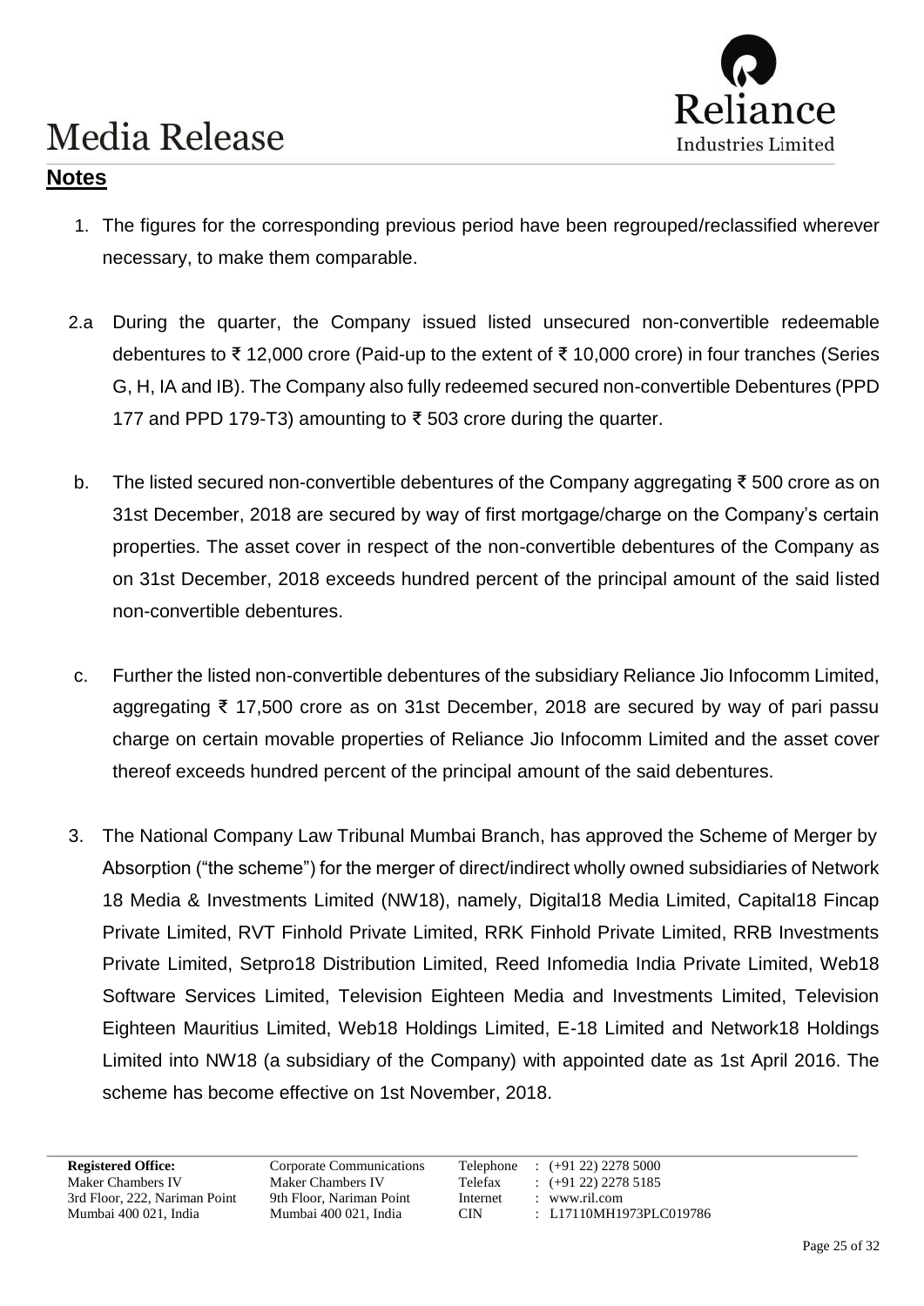# Media Release

## Notes

1. The figures for the corresponding previous period have been regrouped/reclassified wherever necessary, to make them comparable.

2.a During the quarter, the Company issued listed unsecured non-convertible redeemable debentures to ₹ 12,000 crore (Paid-up to the extent of ₹ 10,000 crore) in four tranches (Series G, H, IA and IB). The Company also fully redeemed secured non-convertible Debentures (PPD 177 and PPD 179-T3) amounting to ₹ 503 crore during the quarter.

b. The listed secured non-convertible debentures of the Company aggregating ₹ 500 crore as on 31st December, 2018 are secured by way of first mortgage/charge on the Company's certain properties. The asset cover in respect of the non-convertible debentures of the Company as on 31st December, 2018 exceeds hundred percent of the principal amount of the said listed non-convertible debentures.

c. Further the listed non-convertible debentures of the subsidiary Reliance Jio Infocomm Limited, aggregating ₹ 17,500 crore as on 31st December, 2018 are secured by way of pari passu charge on certain movable properties of Reliance Jio Infocomm Limited and the asset cover thereof exceeds hundred percent of the principal amount of the said debentures.

3. The National Company Law Tribunal Mumbai Branch, has approved the Scheme of Merger by Absorption ("the scheme") for the merger of direct/indirect wholly owned subsidiaries of Network 18 Media & Investments Limited (NW18), namely, Digital18 Media Limited, Capital18 Fincap Private Limited, RVT Finhold Private Limited, RRK Finhold Private Limited, RRB Investments Private Limited, Setpro18 Distribution Limited, Reed Infomedia India Private Limited, Web18 Software Services Limited, Television Eighteen Media and Investments Limited, Television Eighteen Mauritius Limited, Web18 Holdings Limited, E-18 Limited and Network18 Holdings Limited into NW18 (a subsidiary of the Company) with appointed date as 1st April 2016. The scheme has become effective on 1st November, 2018.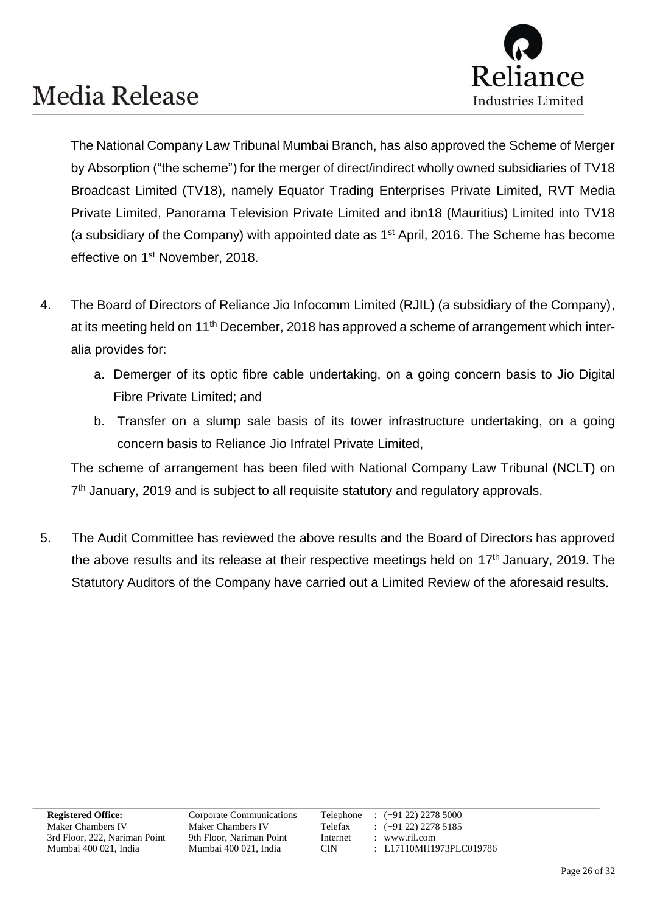The National Company Law Tribunal Mumbai Branch, has also approved the Scheme of Merger by Absorption ("the scheme") for the merger of direct/indirect wholly owned subsidiaries of TV18 Broadcast Limited (TV18), namely Equator Trading Enterprises Private Limited, RVT Media Private Limited, Panorama Television Private Limited and ibn18 (Mauritius) Limited into TV18 (a subsidiary of the Company) with appointed date as 1st April, 2016. The Scheme has become effective on 1st November, 2018.

4. The Board of Directors of Reliance Jio Infocomm Limited (RJIL) (a subsidiary of the Company), at its meeting held on 11th December, 2018 has approved a scheme of arrangement which inter-alia provides for:

   a. Demerger of its optic fibre cable undertaking, on a going concern basis to Jio Digital Fibre Private Limited; and

   b. Transfer on a slump sale basis of its tower infrastructure undertaking, on a going concern basis to Reliance Jio Infratel Private Limited,

   The scheme of arrangement has been filed with National Company Law Tribunal (NCLT) on 7th January, 2019 and is subject to all requisite statutory and regulatory approvals.

5. The Audit Committee has reviewed the above results and the Board of Directors has approved the above results and its release at their respective meetings held on 17th January, 2019. The Statutory Auditors of the Company have carried out a Limited Review of the aforesaid results.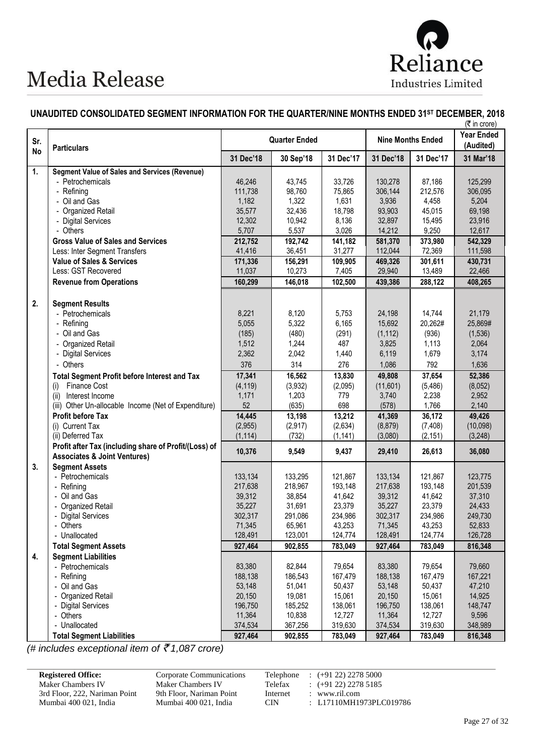# Media Release

Reliance Industries Limited

## UNAUDITED CONSOLIDATED SEGMENT INFORMATION FOR THE QUARTER/NINE MONTHS ENDED 31ST DECEMBER, 2018

(₹ in crore)

| Sr. No | Particulars | Quarter Ended | | | Nine Months Ended | | Year Ended (Audited) |
|---|---|---|---|---|---|---|---|
| | | 31 Dec'18 | 30 Sep'18 | 31 Dec'17 | 31 Dec'18 | 31 Dec'17 | 31 Mar'18 |
| 1. | **Segment Value of Sales and Services (Revenue)** | | | | | | |
| | - Petrochemicals | 46,246 | 43,745 | 33,726 | 130,278 | 87,186 | 125,299 |
| | - Refining | 111,738 | 98,760 | 75,865 | 306,144 | 212,576 | 306,095 |
| | - Oil and Gas | 1,182 | 1,322 | 1,631 | 3,936 | 4,458 | 5,204 |
| | - Organized Retail | 35,577 | 32,436 | 18,798 | 93,903 | 45,015 | 69,198 |
| | - Digital Services | 12,302 | 10,942 | 8,136 | 32,897 | 15,495 | 23,916 |
| | - Others | 5,707 | 5,537 | 3,026 | 14,212 | 9,250 | 12,617 |
| | **Gross Value of Sales and Services** | **212,752** | **192,742** | **141,182** | **581,370** | **373,980** | **542,329** |
| | Less: Inter Segment Transfers | 41,416 | 36,451 | 31,277 | 112,044 | 72,369 | 111,598 |
| | **Value of Sales & Services** | **171,336** | **156,291** | **109,905** | **469,326** | **301,611** | **430,731** |
| | Less: GST Recovered | 11,037 | 10,273 | 7,405 | 29,940 | 13,489 | 22,466 |
| | **Revenue from Operations** | **160,299** | **146,018** | **102,500** | **439,386** | **288,122** | **408,265** |
| 2. | **Segment Results** | | | | | | |
| | - Petrochemicals | 8,221 | 8,120 | 5,753 | 24,198 | 14,744 | 21,179 |
| | - Refining | 5,055 | 5,322 | 6,165 | 15,692 | 20,262# | 25,869# |
| | - Oil and Gas | (185) | (480) | (291) | (1,112) | (936) | (1,536) |
| | - Organized Retail | 1,512 | 1,244 | 487 | 3,825 | 1,113 | 2,064 |
| | - Digital Services | 2,362 | 2,042 | 1,440 | 6,119 | 1,679 | 3,174 |
| | - Others | 376 | 314 | 276 | 1,086 | 792 | 1,636 |
| | **Total Segment Profit before Interest and Tax** | **17,341** | **16,562** | **13,830** | **49,808** | **37,654** | **52,386** |
| | (i) Finance Cost | (4,119) | (3,932) | (2,095) | (11,601) | (5,486) | (8,052) |
| | (ii) Interest Income | 1,171 | 1,203 | 779 | 3,740 | 2,238 | 2,952 |
| | (iii) Other Un-allocable Income (Net of Expenditure) | 52 | (635) | 698 | (578) | 1,766 | 2,140 |
| | **Profit before Tax** | **14,445** | **13,198** | **13,212** | **41,369** | **36,172** | **49,426** |
| | (i) Current Tax | (2,955) | (2,917) | (2,634) | (8,879) | (7,408) | (10,098) |
| | (ii) Deferred Tax | (1,114) | (732) | (1,141) | (3,080) | (2,151) | (3,248) |
| | **Profit after Tax (including share of Profit/(Loss) of Associates & Joint Ventures)** | **10,376** | **9,549** | **9,437** | **29,410** | **26,613** | **36,080** |
| 3. | **Segment Assets** | | | | | | |
| | - Petrochemicals | 133,134 | 133,295 | 121,867 | 133,134 | 121,867 | 123,775 |
| | - Refining | 217,638 | 218,967 | 193,148 | 217,638 | 193,148 | 201,539 |
| | - Oil and Gas | 39,312 | 38,854 | 41,642 | 39,312 | 41,642 | 37,310 |
| | - Organized Retail | 35,227 | 31,691 | 23,379 | 35,227 | 23,379 | 24,433 |
| | - Digital Services | 302,317 | 291,086 | 234,986 | 302,317 | 234,986 | 249,730 |
| | - Others | 71,345 | 65,961 | 43,253 | 71,345 | 43,253 | 52,833 |
| | - Unallocated | 128,491 | 123,001 | 124,774 | 128,491 | 124,774 | 126,728 |
| | **Total Segment Assets** | **927,464** | **902,855** | **783,049** | **927,464** | **783,049** | **816,348** |
| 4. | **Segment Liabilities** | | | | | | |
| | - Petrochemicals | 83,380 | 82,844 | 79,654 | 83,380 | 79,654 | 79,660 |
| | - Refining | 188,138 | 186,543 | 167,479 | 188,138 | 167,479 | 167,221 |
| | - Oil and Gas | 53,148 | 51,041 | 50,437 | 53,148 | 50,437 | 47,210 |
| | - Organized Retail | 20,150 | 19,081 | 15,061 | 20,150 | 15,061 | 14,925 |
| | - Digital Services | 196,750 | 185,252 | 138,061 | 196,750 | 138,061 | 148,747 |
| | - Others | 11,364 | 10,838 | 12,727 | 11,364 | 12,727 | 9,596 |
| | - Unallocated | 374,534 | 367,256 | 319,630 | 374,534 | 319,630 | 348,989 |
| | **Total Segment Liabilities** | **927,464** | **902,855** | **783,049** | **927,464** | **783,049** | **816,348** |

*(# includes exceptional item of ₹1,087 crore)*

**Registered Office:**
Maker Chambers IV
3rd Floor, 222, Nariman Point
Mumbai 400 021, India

Corporate Communications
Maker Chambers IV
9th Floor, Nariman Point
Mumbai 400 021, India

Telephone : (+91 22) 2278 5000
Telefax : (+91 22) 2278 5185
Internet : www.ril.com
CIN : L17110MH1973PLC019786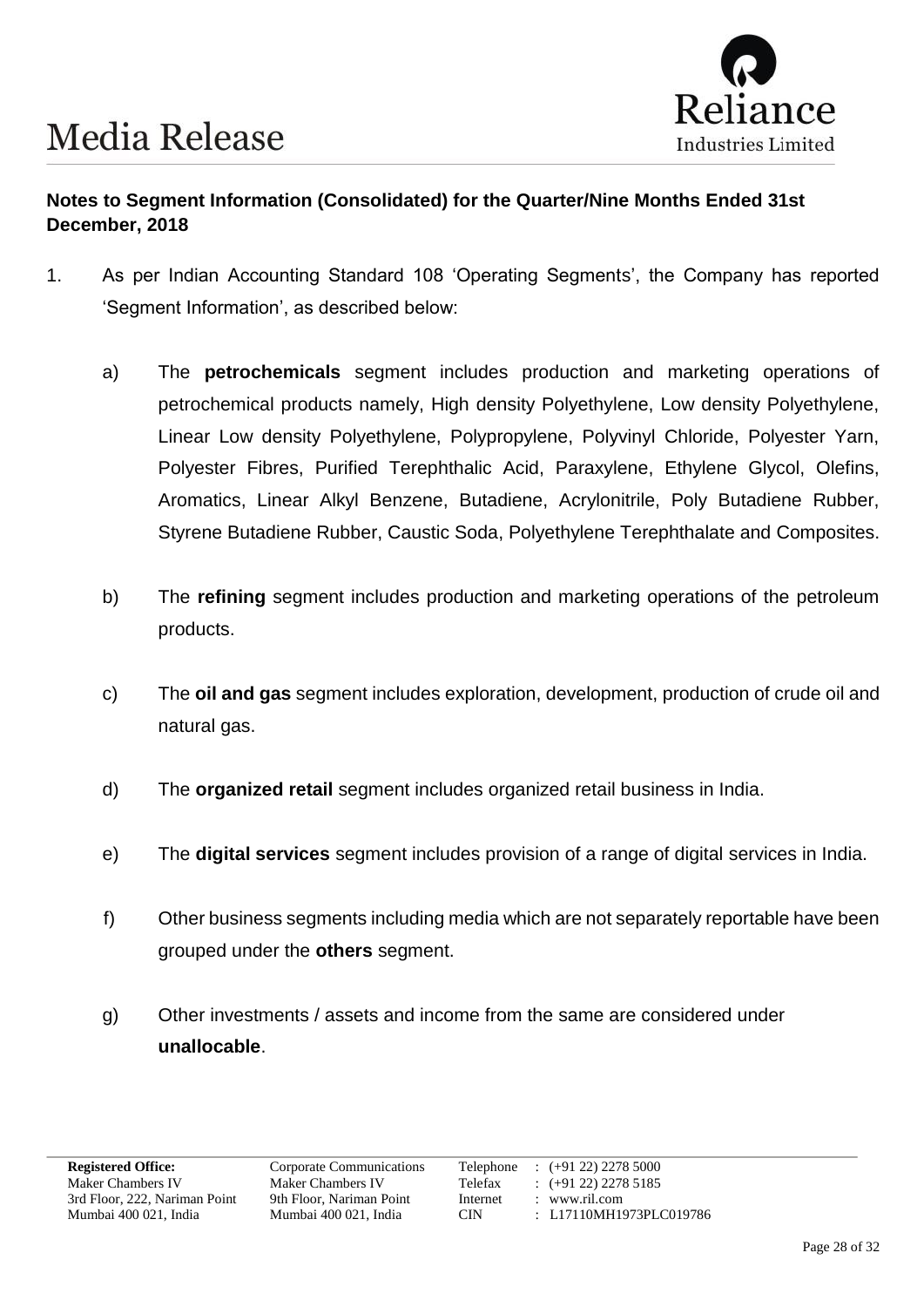**Notes to Segment Information (Consolidated) for the Quarter/Nine Months Ended 31st December, 2018**

1. As per Indian Accounting Standard 108 'Operating Segments', the Company has reported 'Segment Information', as described below:

   a) The **petrochemicals** segment includes production and marketing operations of petrochemical products namely, High density Polyethylene, Low density Polyethylene, Linear Low density Polyethylene, Polypropylene, Polyvinyl Chloride, Polyester Yarn, Polyester Fibres, Purified Terephthalic Acid, Paraxylene, Ethylene Glycol, Olefins, Aromatics, Linear Alkyl Benzene, Butadiene, Acrylonitrile, Poly Butadiene Rubber, Styrene Butadiene Rubber, Caustic Soda, Polyethylene Terephthalate and Composites.

   b) The **refining** segment includes production and marketing operations of the petroleum products.

   c) The **oil and gas** segment includes exploration, development, production of crude oil and natural gas.

   d) The **organized retail** segment includes organized retail business in India.

   e) The **digital services** segment includes provision of a range of digital services in India.

   f) Other business segments including media which are not separately reportable have been grouped under the **others** segment.

   g) Other investments / assets and income from the same are considered under **unallocable**.

**Registered Office:**
Maker Chambers IV
3rd Floor, 222, Nariman Point
Mumbai 400 021, India

Corporate Communications
Maker Chambers IV
9th Floor, Nariman Point
Mumbai 400 021, India

Telephone : (+91 22) 2278 5000
Telefax : (+91 22) 2278 5185
Internet : www.ril.com
CIN : L17110MH1973PLC019786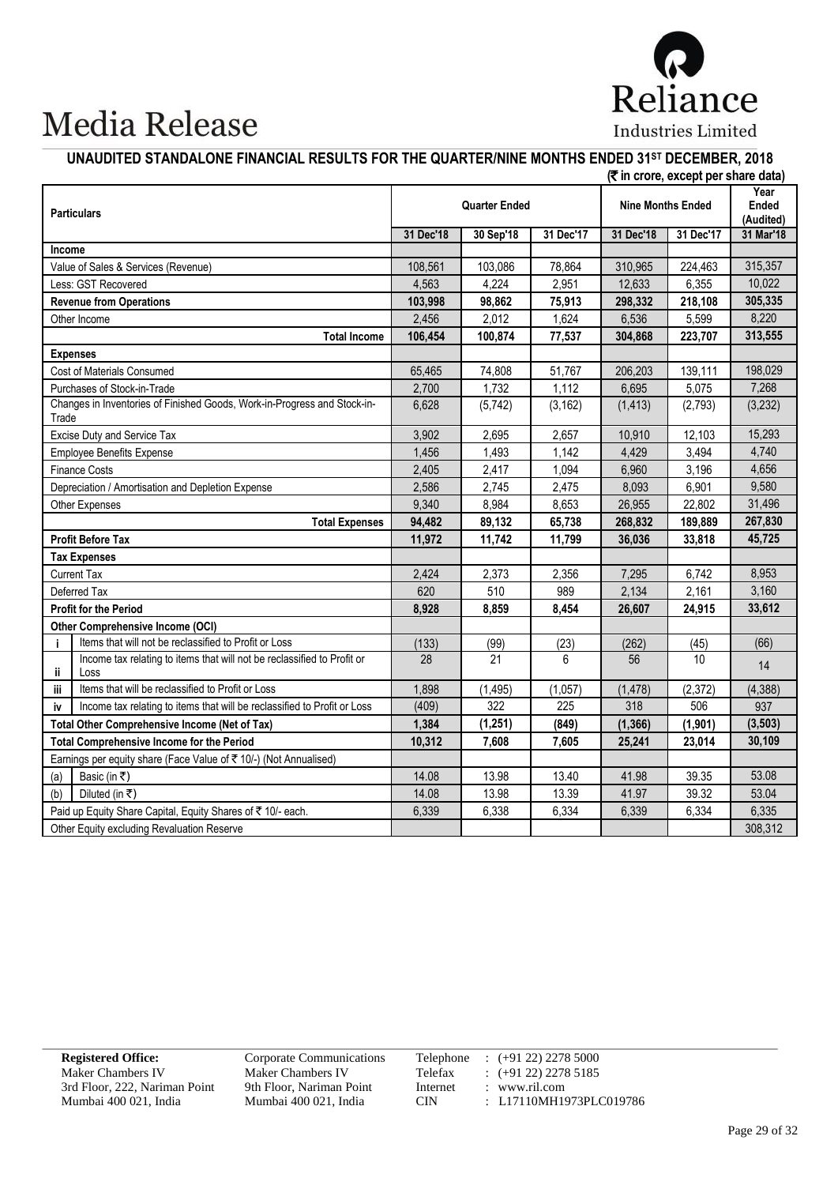# Media Release

Reliance Industries Limited

## UNAUDITED STANDALONE FINANCIAL RESULTS FOR THE QUARTER/NINE MONTHS ENDED 31ST DECEMBER, 2018

(₹ in crore, except per share data)

| Particulars | | Quarter Ended | | | Nine Months Ended | | Year Ended (Audited) |
|---|---|---|---|---|---|---|---|
| | | 31 Dec'18 | 30 Sep'18 | 31 Dec'17 | 31 Dec'18 | 31 Dec'17 | 31 Mar'18 |
| **Income** | | | | | | | |
| Value of Sales & Services (Revenue) | | 108,561 | 103,086 | 78,864 | 310,965 | 224,463 | 315,357 |
| Less: GST Recovered | | 4,563 | 4,224 | 2,951 | 12,633 | 6,355 | 10,022 |
| **Revenue from Operations** | | **103,998** | **98,862** | **75,913** | **298,332** | **218,108** | **305,335** |
| Other Income | | 2,456 | 2,012 | 1,624 | 6,536 | 5,599 | 8,220 |
| **Total Income** | | **106,454** | **100,874** | **77,537** | **304,868** | **223,707** | **313,555** |
| **Expenses** | | | | | | | |
| Cost of Materials Consumed | | 65,465 | 74,808 | 51,767 | 206,203 | 139,111 | 198,029 |
| Purchases of Stock-in-Trade | | 2,700 | 1,732 | 1,112 | 6,695 | 5,075 | 7,268 |
| Changes in Inventories of Finished Goods, Work-in-Progress and Stock-in-Trade | | 6,628 | (5,742) | (3,162) | (1,413) | (2,793) | (3,232) |
| Excise Duty and Service Tax | | 3,902 | 2,695 | 2,657 | 10,910 | 12,103 | 15,293 |
| Employee Benefits Expense | | 1,456 | 1,493 | 1,142 | 4,429 | 3,494 | 4,740 |
| Finance Costs | | 2,405 | 2,417 | 1,094 | 6,960 | 3,196 | 4,656 |
| Depreciation / Amortisation and Depletion Expense | | 2,586 | 2,745 | 2,475 | 8,093 | 6,901 | 9,580 |
| Other Expenses | | 9,340 | 8,984 | 8,653 | 26,955 | 22,802 | 31,496 |
| **Total Expenses** | | **94,482** | **89,132** | **65,738** | **268,832** | **189,889** | **267,830** |
| **Profit Before Tax** | | **11,972** | **11,742** | **11,799** | **36,036** | **33,818** | **45,725** |
| **Tax Expenses** | | | | | | | |
| Current Tax | | 2,424 | 2,373 | 2,356 | 7,295 | 6,742 | 8,953 |
| Deferred Tax | | 620 | 510 | 989 | 2,134 | 2,161 | 3,160 |
| **Profit for the Period** | | **8,928** | **8,859** | **8,454** | **26,607** | **24,915** | **33,612** |
| **Other Comprehensive Income (OCI)** | | | | | | | |
| i | Items that will not be reclassified to Profit or Loss | (133) | (99) | (23) | (262) | (45) | (66) |
| ii | Income tax relating to items that will not be reclassified to Profit or Loss | 28 | 21 | 6 | 56 | 10 | 14 |
| iii | Items that will be reclassified to Profit or Loss | 1,898 | (1,495) | (1,057) | (1,478) | (2,372) | (4,388) |
| iv | Income tax relating to items that will be reclassified to Profit or Loss | (409) | 322 | 225 | 318 | 506 | 937 |
| **Total Other Comprehensive Income (Net of Tax)** | | **1,384** | **(1,251)** | **(849)** | **(1,366)** | **(1,901)** | **(3,503)** |
| **Total Comprehensive Income for the Period** | | **10,312** | **7,608** | **7,605** | **25,241** | **23,014** | **30,109** |
| Earnings per equity share (Face Value of ₹ 10/-) (Not Annualised) | | | | | | | |
| (a) | Basic (in ₹) | 14.08 | 13.98 | 13.40 | 41.98 | 39.35 | 53.08 |
| (b) | Diluted (in ₹) | 14.08 | 13.98 | 13.39 | 41.97 | 39.32 | 53.04 |
| Paid up Equity Share Capital, Equity Shares of ₹ 10/- each. | | 6,339 | 6,338 | 6,334 | 6,339 | 6,334 | 6,335 |
| Other Equity excluding Revaluation Reserve | | | | | | | 308,312 |

**Registered Office:**
Maker Chambers IV
3rd Floor, 222, Nariman Point
Mumbai 400 021, India

Corporate Communications
Maker Chambers IV
9th Floor, Nariman Point
Mumbai 400 021, India

Telephone : (+91 22) 2278 5000
Telefax : (+91 22) 2278 5185
Internet : www.ril.com
CIN : L17110MH1973PLC019786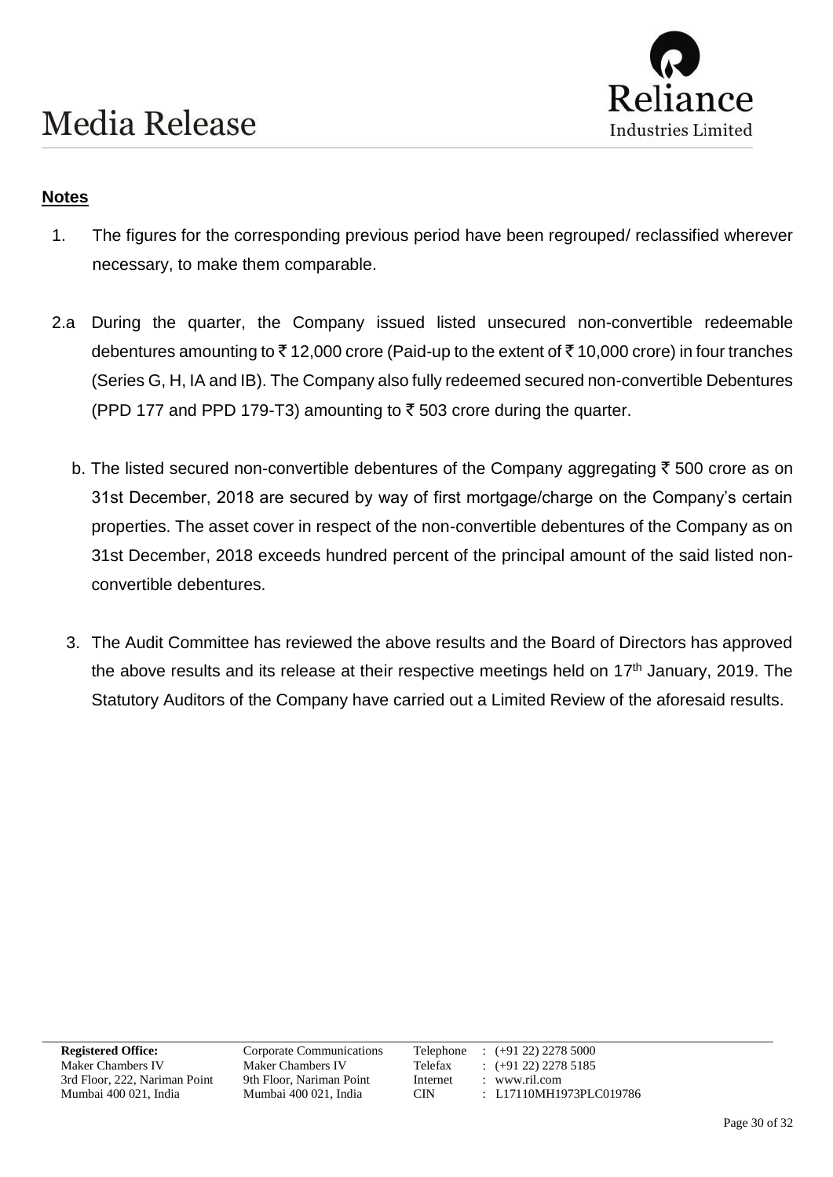**Notes**

1. The figures for the corresponding previous period have been regrouped/ reclassified wherever necessary, to make them comparable.

2.a During the quarter, the Company issued listed unsecured non-convertible redeemable debentures amounting to ₹ 12,000 crore (Paid-up to the extent of ₹ 10,000 crore) in four tranches (Series G, H, IA and IB). The Company also fully redeemed secured non-convertible Debentures (PPD 177 and PPD 179-T3) amounting to ₹ 503 crore during the quarter.

b. The listed secured non-convertible debentures of the Company aggregating ₹ 500 crore as on 31st December, 2018 are secured by way of first mortgage/charge on the Company's certain properties. The asset cover in respect of the non-convertible debentures of the Company as on 31st December, 2018 exceeds hundred percent of the principal amount of the said listed non-convertible debentures.

3. The Audit Committee has reviewed the above results and the Board of Directors has approved the above results and its release at their respective meetings held on 17th January, 2019. The Statutory Auditors of the Company have carried out a Limited Review of the aforesaid results.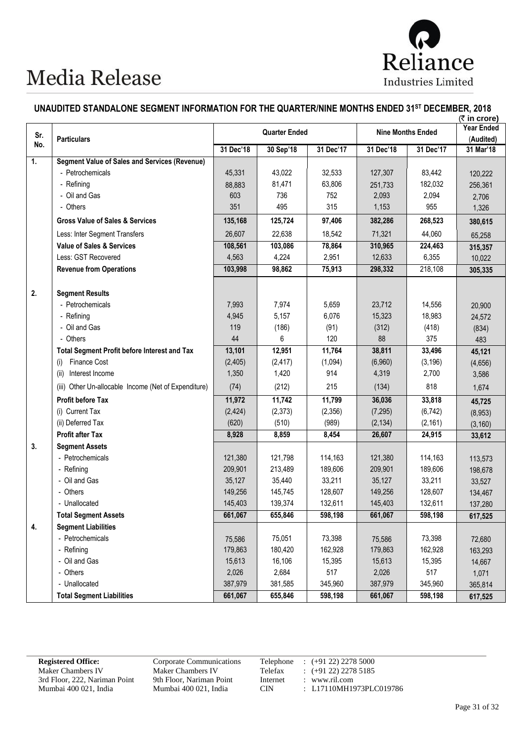# Media Release

Reliance Industries Limited

## UNAUDITED STANDALONE SEGMENT INFORMATION FOR THE QUARTER/NINE MONTHS ENDED 31ST DECEMBER, 2018

(₹ in crore)

| Sr. No. | Particulars | Quarter Ended | | | Nine Months Ended | | Year Ended (Audited) |
|---|---|---|---|---|---|---|---|
| | | 31 Dec'18 | 30 Sep'18 | 31 Dec'17 | 31 Dec'18 | 31 Dec'17 | 31 Mar'18 |
| 1. | **Segment Value of Sales and Services (Revenue)** | | | | | | |
| | - Petrochemicals | 45,331 | 43,022 | 32,533 | 127,307 | 83,442 | 120,222 |
| | - Refining | 88,883 | 81,471 | 63,806 | 251,733 | 182,032 | 256,361 |
| | - Oil and Gas | 603 | 736 | 752 | 2,093 | 2,094 | 2,706 |
| | - Others | 351 | 495 | 315 | 1,153 | 955 | 1,326 |
| | **Gross Value of Sales & Services** | **135,168** | **125,724** | **97,406** | **382,286** | **268,523** | **380,615** |
| | Less: Inter Segment Transfers | 26,607 | 22,638 | 18,542 | 71,321 | 44,060 | 65,258 |
| | **Value of Sales & Services** | **108,561** | **103,086** | **78,864** | **310,965** | **224,463** | **315,357** |
| | Less: GST Recovered | 4,563 | 4,224 | 2,951 | 12,633 | 6,355 | 10,022 |
| | **Revenue from Operations** | **103,998** | **98,862** | **75,913** | **298,332** | 218,108 | **305,335** |
| 2. | **Segment Results** | | | | | | |
| | - Petrochemicals | 7,993 | 7,974 | 5,659 | 23,712 | 14,556 | 20,900 |
| | - Refining | 4,945 | 5,157 | 6,076 | 15,323 | 18,983 | 24,572 |
| | - Oil and Gas | 119 | (186) | (91) | (312) | (418) | (834) |
| | - Others | 44 | 6 | 120 | 88 | 375 | 483 |
| | **Total Segment Profit before Interest and Tax** | **13,101** | **12,951** | **11,764** | **38,811** | **33,496** | **45,121** |
| | (i) Finance Cost | (2,405) | (2,417) | (1,094) | (6,960) | (3,196) | (4,656) |
| | (ii) Interest Income | 1,350 | 1,420 | 914 | 4,319 | 2,700 | 3,586 |
| | (iii) Other Un-allocable Income (Net of Expenditure) | (74) | (212) | 215 | (134) | 818 | 1,674 |
| | **Profit before Tax** | **11,972** | **11,742** | **11,799** | **36,036** | **33,818** | **45,725** |
| | (i) Current Tax | (2,424) | (2,373) | (2,356) | (7,295) | (6,742) | (8,953) |
| | (ii) Deferred Tax | (620) | (510) | (989) | (2,134) | (2,161) | (3,160) |
| | **Profit after Tax** | **8,928** | **8,859** | **8,454** | **26,607** | **24,915** | **33,612** |
| 3. | **Segment Assets** | | | | | | |
| | - Petrochemicals | 121,380 | 121,798 | 114,163 | 121,380 | 114,163 | 113,573 |
| | - Refining | 209,901 | 213,489 | 189,606 | 209,901 | 189,606 | 198,678 |
| | - Oil and Gas | 35,127 | 35,440 | 33,211 | 35,127 | 33,211 | 33,527 |
| | - Others | 149,256 | 145,745 | 128,607 | 149,256 | 128,607 | 134,467 |
| | - Unallocated | 145,403 | 139,374 | 132,611 | 145,403 | 132,611 | 137,280 |
| | **Total Segment Assets** | **661,067** | **655,846** | **598,198** | **661,067** | **598,198** | **617,525** |
| 4. | **Segment Liabilities** | | | | | | |
| | - Petrochemicals | 75,586 | 75,051 | 73,398 | 75,586 | 73,398 | 72,680 |
| | - Refining | 179,863 | 180,420 | 162,928 | 179,863 | 162,928 | 163,293 |
| | - Oil and Gas | 15,613 | 16,106 | 15,395 | 15,613 | 15,395 | 14,667 |
| | - Others | 2,026 | 2,684 | 517 | 2,026 | 517 | 1,071 |
| | - Unallocated | 387,979 | 381,585 | 345,960 | 387,979 | 345,960 | 365,814 |
| | **Total Segment Liabilities** | **661,067** | **655,846** | **598,198** | **661,067** | **598,198** | **617,525** |

**Registered Office:**
Maker Chambers IV
3rd Floor, 222, Nariman Point
Mumbai 400 021, India

Corporate Communications
Maker Chambers IV
9th Floor, Nariman Point
Mumbai 400 021, India

Telephone : (+91 22) 2278 5000
Telefax : (+91 22) 2278 5185
Internet : www.ril.com
CIN : L17110MH1973PLC019786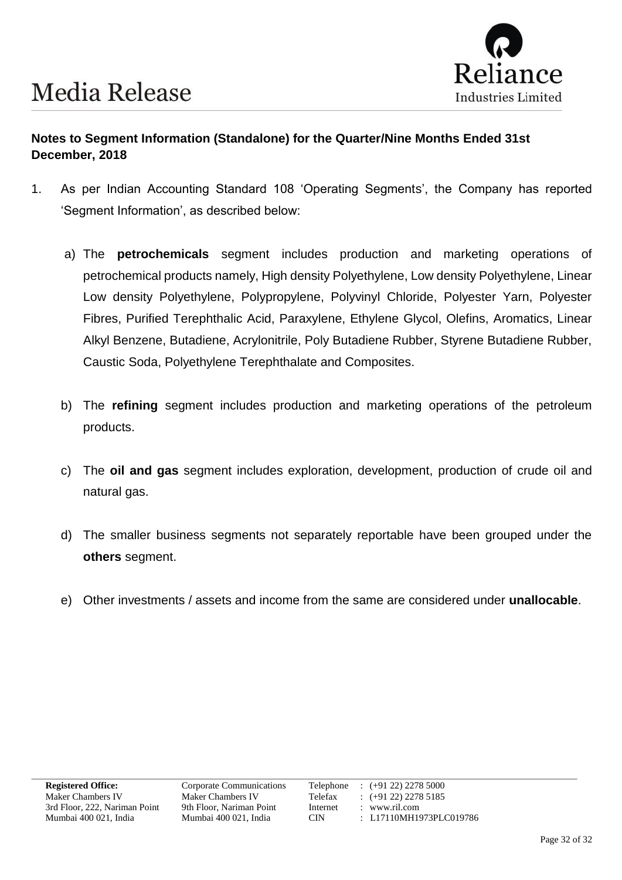**Notes to Segment Information (Standalone) for the Quarter/Nine Months Ended 31st December, 2018**

1. As per Indian Accounting Standard 108 'Operating Segments', the Company has reported 'Segment Information', as described below:

   a) The **petrochemicals** segment includes production and marketing operations of petrochemical products namely, High density Polyethylene, Low density Polyethylene, Linear Low density Polyethylene, Polypropylene, Polyvinyl Chloride, Polyester Yarn, Polyester Fibres, Purified Terephthalic Acid, Paraxylene, Ethylene Glycol, Olefins, Aromatics, Linear Alkyl Benzene, Butadiene, Acrylonitrile, Poly Butadiene Rubber, Styrene Butadiene Rubber, Caustic Soda, Polyethylene Terephthalate and Composites.

   b) The **refining** segment includes production and marketing operations of the petroleum products.

   c) The **oil and gas** segment includes exploration, development, production of crude oil and natural gas.

   d) The smaller business segments not separately reportable have been grouped under the **others** segment.

   e) Other investments / assets and income from the same are considered under **unallocable**.